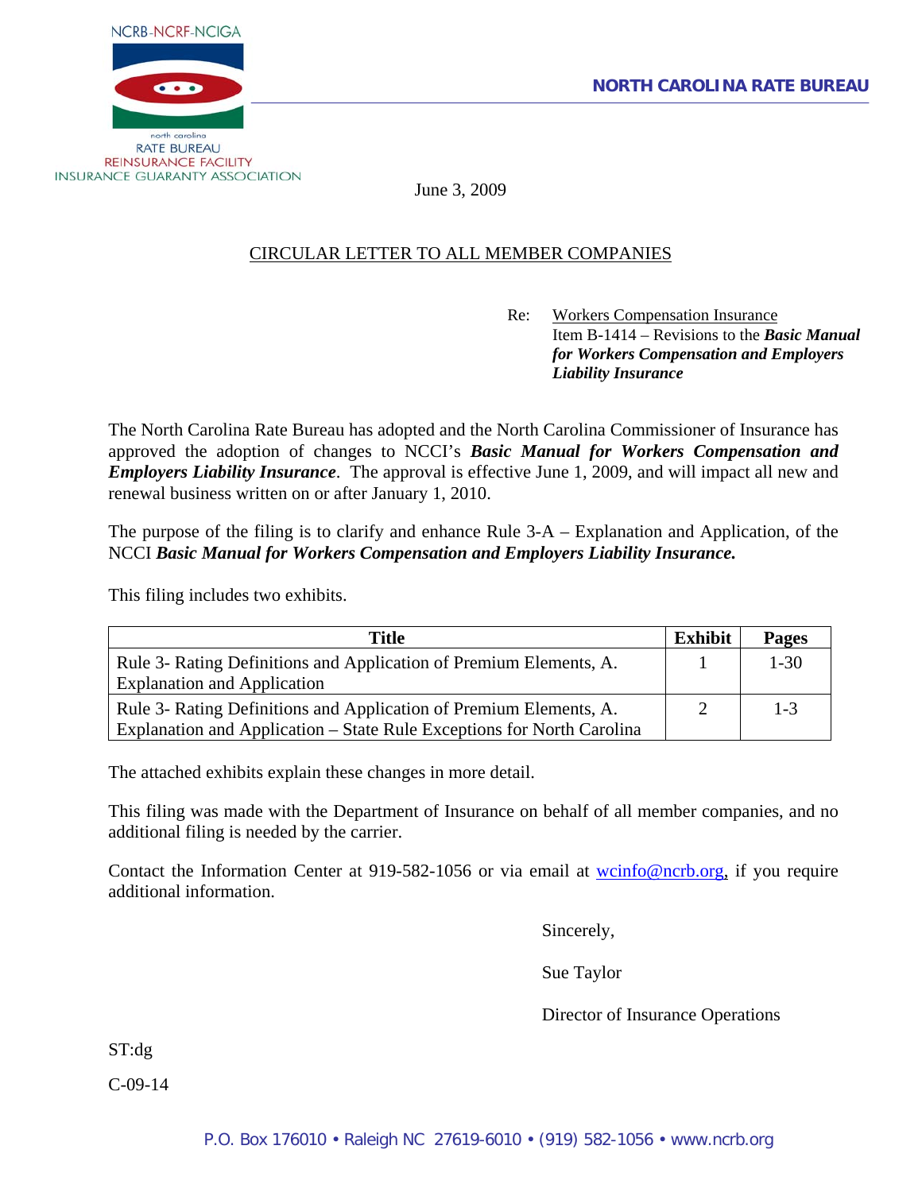NCRB-NCRF-NCIGA

north carolina
RATE BUREAU
REINSURANCE FACILITY
INSURANCE GUARANTY ASSOCIATION

**NORTH CAROLINA RATE BUREAU**

June 3, 2009

CIRCULAR LETTER TO ALL MEMBER COMPANIES

Re: Workers Compensation Insurance
Item B-1414 – Revisions to the ***Basic Manual for Workers Compensation and Employers Liability Insurance***

The North Carolina Rate Bureau has adopted and the North Carolina Commissioner of Insurance has approved the adoption of changes to NCCI's ***Basic Manual for Workers Compensation and Employers Liability Insurance***. The approval is effective June 1, 2009, and will impact all new and renewal business written on or after January 1, 2010.

The purpose of the filing is to clarify and enhance Rule 3-A – Explanation and Application, of the NCCI ***Basic Manual for Workers Compensation and Employers Liability Insurance.***

This filing includes two exhibits.

| Title | Exhibit | Pages |
|---|---|---|
| Rule 3- Rating Definitions and Application of Premium Elements, A. Explanation and Application | 1 | 1-30 |
| Rule 3- Rating Definitions and Application of Premium Elements, A. Explanation and Application – State Rule Exceptions for North Carolina | 2 | 1-3 |

The attached exhibits explain these changes in more detail.

This filing was made with the Department of Insurance on behalf of all member companies, and no additional filing is needed by the carrier.

Contact the Information Center at 919-582-1056 or via email at wcinfo@ncrb.org, if you require additional information.

Sincerely,

Sue Taylor

Director of Insurance Operations

ST:dg

C-09-14

P.O. Box 176010 • Raleigh NC 27619-6010 • (919) 582-1056 • www.ncrb.org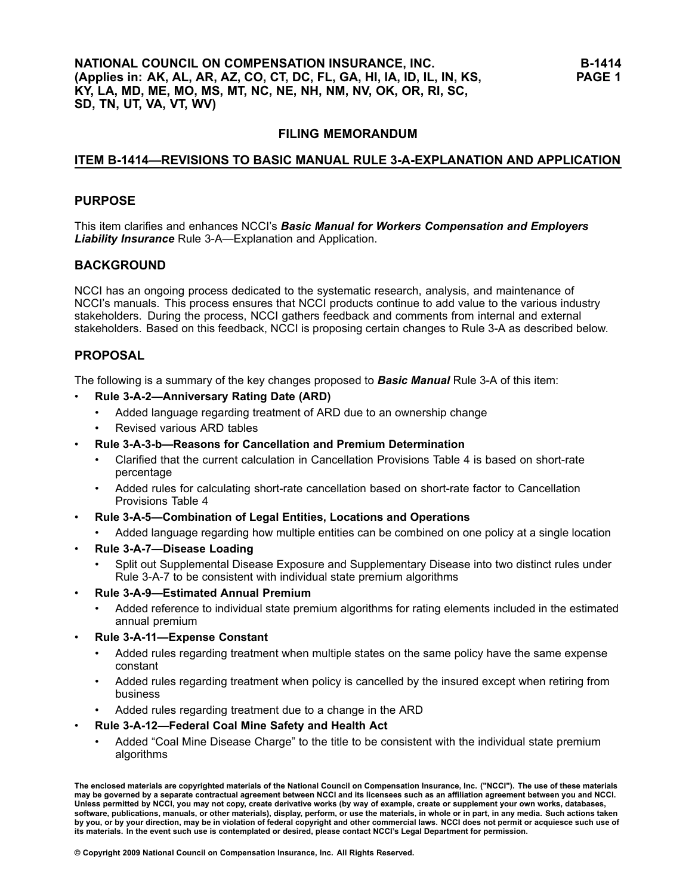# NATIONAL COUNCIL ON COMPENSATION INSURANCE, INC.

**(Applies in: AK, AL, AR, AZ, CO, CT, DC, FL, GA, HI, IA, ID, IL, IN, KS, KY, LA, MD, ME, MO, MS, MT, NC, NE, NH, NM, NV, OK, OR, RI, SC, SD, TN, UT, VA, VT, WV)**

## FILING MEMORANDUM

## ITEM B-1414—REVISIONS TO BASIC MANUAL RULE 3-A-EXPLANATION AND APPLICATION

## PURPOSE

This item clarifies and enhances NCCI's ***Basic Manual for Workers Compensation and Employers Liability Insurance*** Rule 3-A—Explanation and Application.

## BACKGROUND

NCCI has an ongoing process dedicated to the systematic research, analysis, and maintenance of NCCI's manuals. This process ensures that NCCI products continue to add value to the various industry stakeholders. During the process, NCCI gathers feedback and comments from internal and external stakeholders. Based on this feedback, NCCI is proposing certain changes to Rule 3-A as described below.

## PROPOSAL

The following is a summary of the key changes proposed to ***Basic Manual*** Rule 3-A of this item:

- **Rule 3-A-2—Anniversary Rating Date (ARD)**
  - Added language regarding treatment of ARD due to an ownership change
  - Revised various ARD tables
- **Rule 3-A-3-b—Reasons for Cancellation and Premium Determination**
  - Clarified that the current calculation in Cancellation Provisions Table 4 is based on short-rate percentage
  - Added rules for calculating short-rate cancellation based on short-rate factor to Cancellation Provisions Table 4
- **Rule 3-A-5—Combination of Legal Entities, Locations and Operations**
  - Added language regarding how multiple entities can be combined on one policy at a single location
- **Rule 3-A-7—Disease Loading**
  - Split out Supplemental Disease Exposure and Supplementary Disease into two distinct rules under Rule 3-A-7 to be consistent with individual state premium algorithms
- **Rule 3-A-9—Estimated Annual Premium**
  - Added reference to individual state premium algorithms for rating elements included in the estimated annual premium
- **Rule 3-A-11—Expense Constant**
  - Added rules regarding treatment when multiple states on the same policy have the same expense constant
  - Added rules regarding treatment when policy is cancelled by the insured except when retiring from business
  - Added rules regarding treatment due to a change in the ARD
- **Rule 3-A-12—Federal Coal Mine Safety and Health Act**
  - Added "Coal Mine Disease Charge" to the title to be consistent with the individual state premium algorithms

**The enclosed materials are copyrighted materials of the National Council on Compensation Insurance, Inc. ("NCCI"). The use of these materials may be governed by a separate contractual agreement between NCCI and its licensees such as an affiliation agreement between you and NCCI. Unless permitted by NCCI, you may not copy, create derivative works (by way of example, create or supplement your own works, databases, software, publications, manuals, or other materials), display, perform, or use the materials, in whole or in part, in any media. Such actions taken by you, or by your direction, may be in violation of federal copyright and other commercial laws. NCCI does not permit or acquiesce such use of its materials. In the event such use is contemplated or desired, please contact NCCI's Legal Department for permission.**

**© Copyright 2009 National Council on Compensation Insurance, Inc. All Rights Reserved.**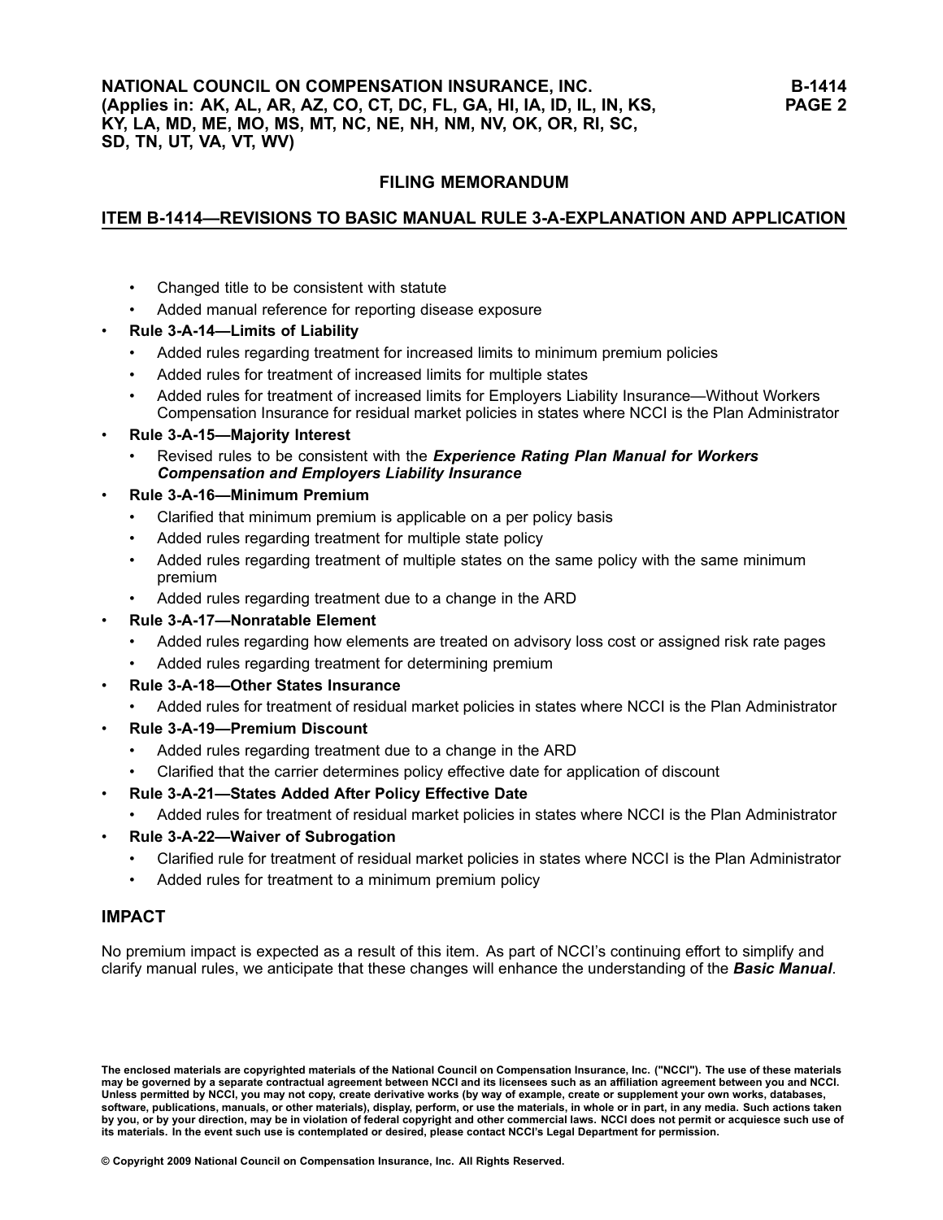- Changed title to be consistent with statute
- Added manual reference for reporting disease exposure

- **Rule 3-A-14—Limits of Liability**
  - Added rules regarding treatment for increased limits to minimum premium policies
  - Added rules for treatment of increased limits for multiple states
  - Added rules for treatment of increased limits for Employers Liability Insurance—Without Workers Compensation Insurance for residual market policies in states where NCCI is the Plan Administrator
- **Rule 3-A-15—Majority Interest**
  - Revised rules to be consistent with the ***Experience Rating Plan Manual for Workers Compensation and Employers Liability Insurance***
- **Rule 3-A-16—Minimum Premium**
  - Clarified that minimum premium is applicable on a per policy basis
  - Added rules regarding treatment for multiple state policy
  - Added rules regarding treatment of multiple states on the same policy with the same minimum premium
  - Added rules regarding treatment due to a change in the ARD
- **Rule 3-A-17—Nonratable Element**
  - Added rules regarding how elements are treated on advisory loss cost or assigned risk rate pages
  - Added rules regarding treatment for determining premium
- **Rule 3-A-18—Other States Insurance**
  - Added rules for treatment of residual market policies in states where NCCI is the Plan Administrator
- **Rule 3-A-19—Premium Discount**
  - Added rules regarding treatment due to a change in the ARD
  - Clarified that the carrier determines policy effective date for application of discount
- **Rule 3-A-21—States Added After Policy Effective Date**
  - Added rules for treatment of residual market policies in states where NCCI is the Plan Administrator
- **Rule 3-A-22—Waiver of Subrogation**
  - Clarified rule for treatment of residual market policies in states where NCCI is the Plan Administrator
  - Added rules for treatment to a minimum premium policy

## IMPACT

No premium impact is expected as a result of this item. As part of NCCI's continuing effort to simplify and clarify manual rules, we anticipate that these changes will enhance the understanding of the ***Basic Manual***.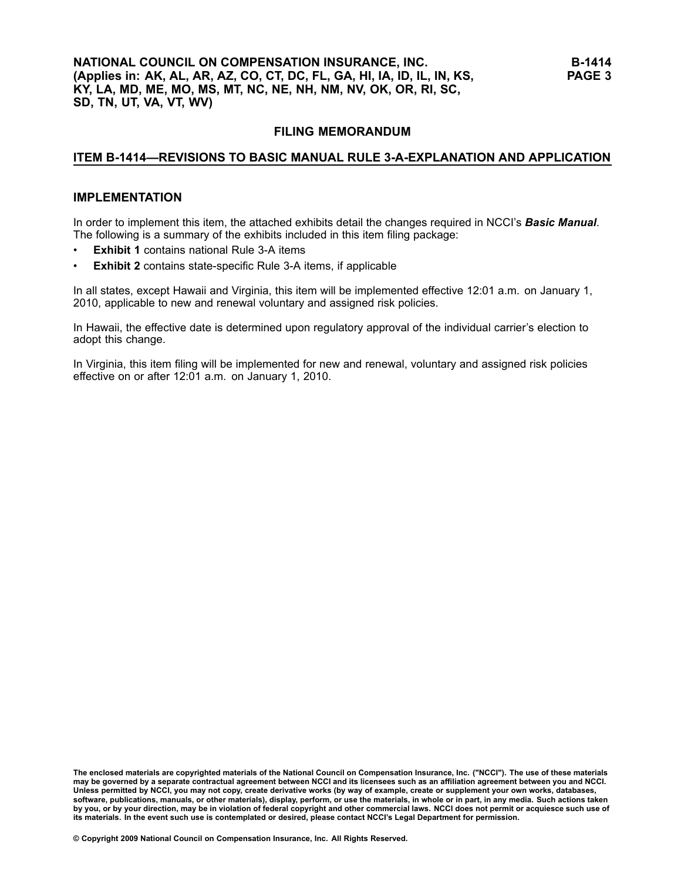## FILING MEMORANDUM

## ITEM B-1414—REVISIONS TO BASIC MANUAL RULE 3-A-EXPLANATION AND APPLICATION

### IMPLEMENTATION

In order to implement this item, the attached exhibits detail the changes required in NCCI's ***Basic Manual***. The following is a summary of the exhibits included in this item filing package:

- **Exhibit 1** contains national Rule 3-A items
- **Exhibit 2** contains state-specific Rule 3-A items, if applicable

In all states, except Hawaii and Virginia, this item will be implemented effective 12:01 a.m. on January 1, 2010, applicable to new and renewal voluntary and assigned risk policies.

In Hawaii, the effective date is determined upon regulatory approval of the individual carrier's election to adopt this change.

In Virginia, this item filing will be implemented for new and renewal, voluntary and assigned risk policies effective on or after 12:01 a.m. on January 1, 2010.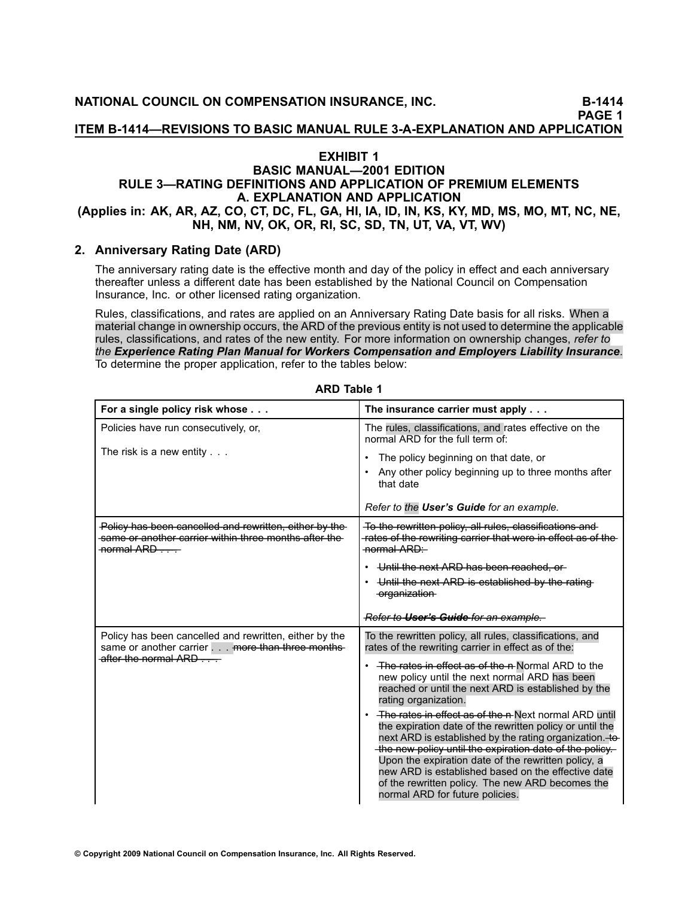# ITEM B-1414—REVISIONS TO BASIC MANUAL RULE 3-A-EXPLANATION AND APPLICATION

## EXHIBIT 1
## BASIC MANUAL—2001 EDITION
## RULE 3—RATING DEFINITIONS AND APPLICATION OF PREMIUM ELEMENTS
## A. EXPLANATION AND APPLICATION
**(Applies in: AK, AR, AZ, CO, CT, DC, FL, GA, HI, IA, ID, IN, KS, KY, MD, MS, MO, MT, NC, NE, NH, NM, NV, OK, OR, RI, SC, SD, TN, UT, VA, VT, WV)**

### 2. Anniversary Rating Date (ARD)

The anniversary rating date is the effective month and day of the policy in effect and each anniversary thereafter unless a different date has been established by the National Council on Compensation Insurance, Inc. or other licensed rating organization.

Rules, classifications, and rates are applied on an Anniversary Rating Date basis for all risks. When a material change in ownership occurs, the ARD of the previous entity is not used to determine the applicable rules, classifications, and rates of the new entity. For more information on ownership changes, *refer to the **Experience Rating Plan Manual for Workers Compensation and Employers Liability Insurance***. To determine the proper application, refer to the tables below:

**ARD Table 1**

| For a single policy risk whose . . . | The insurance carrier must apply . . . |
|---|---|
| Policies have run consecutively, or,<br><br>The risk is a new entity . . . | The rules, classifications, and rates effective on the normal ARD for the full term of:<br>• The policy beginning on that date, or<br>• Any other policy beginning up to three months after that date<br><br>*Refer to the **User's Guide** for an example.* |
| ~~Policy has been cancelled and rewritten, either by the same or another carrier within three months after the normal ARD . . .~~ | ~~To the rewritten policy, all rules, classifications and rates of the rewriting carrier that were in effect as of the normal ARD:~~<br>• ~~Until the next ARD has been reached, or~~<br>• ~~Until the next ARD is established by the rating organization~~<br><br>~~*Refer to **User's Guide** for an example.*~~ |
| Policy has been cancelled and rewritten, either by the same or another carrier . . . ~~more than three months after the normal ARD . . .~~ | To the rewritten policy, all rules, classifications, and rates of the rewriting carrier in effect as of the:<br>• ~~The rates in effect as of the n~~ Normal ARD to the new policy until the next normal ARD has been reached or until the next ARD is established by the rating organization.<br>• ~~The rates in effect as of the n~~ Next normal ARD until the expiration date of the rewritten policy or until the next ARD is established by the rating organization. ~~to the new policy until the expiration date of the policy.~~ Upon the expiration date of the rewritten policy, a new ARD is established based on the effective date of the rewritten policy. The new ARD becomes the normal ARD for future policies. |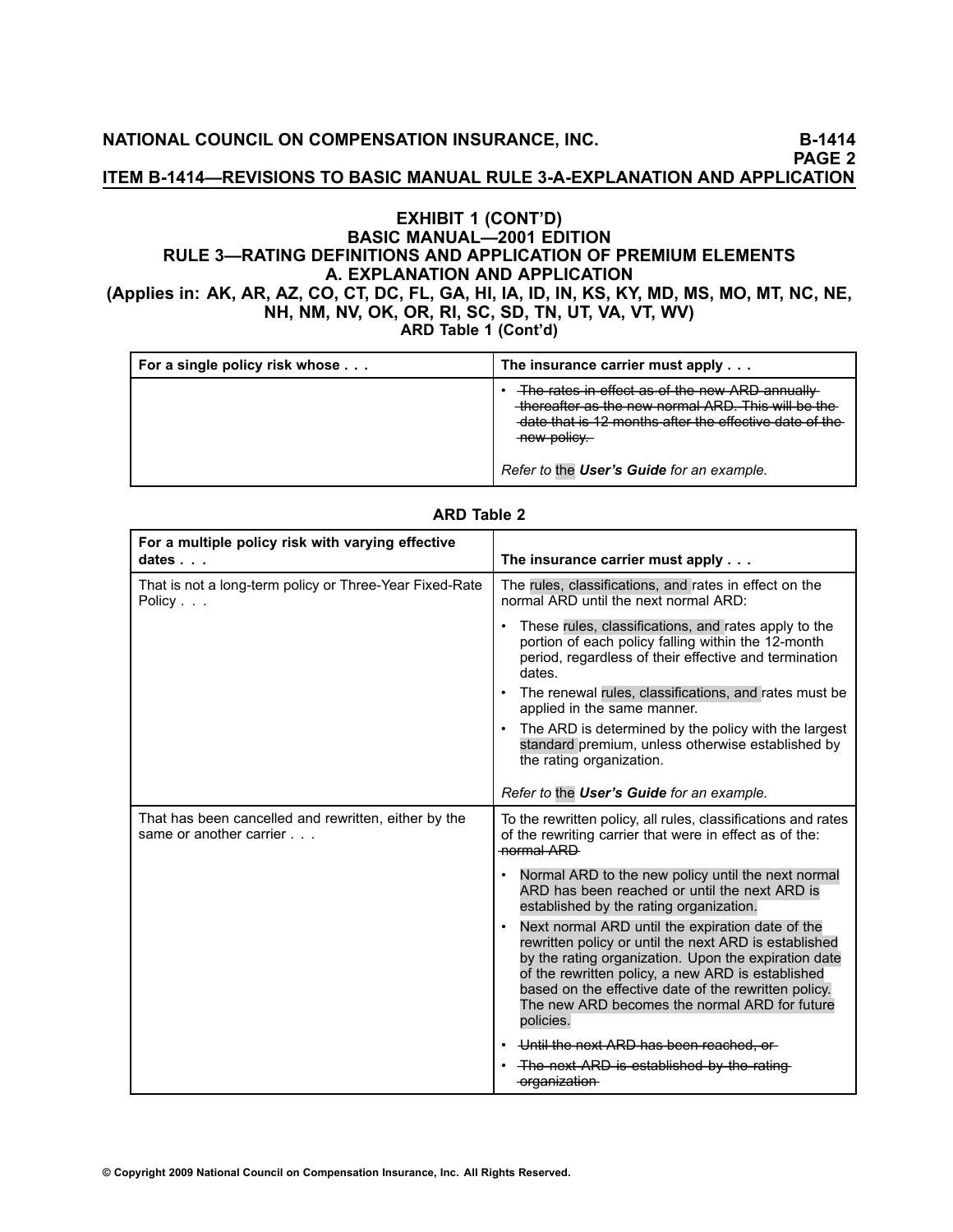# EXHIBIT 1 (CONT'D)
## BASIC MANUAL—2001 EDITION
## RULE 3—RATING DEFINITIONS AND APPLICATION OF PREMIUM ELEMENTS
## A. EXPLANATION AND APPLICATION
**(Applies in: AK, AR, AZ, CO, CT, DC, FL, GA, HI, IA, ID, IN, KS, KY, MD, MS, MO, MT, NC, NE, NH, NM, NV, OK, OR, RI, SC, SD, TN, UT, VA, VT, WV)**

**ARD Table 1 (Cont'd)**

| For a single policy risk whose . . . | The insurance carrier must apply . . . |
|---|---|
| | • ~~The rates in effect as of the new ARD annually thereafter as the new normal ARD. This will be the date that is 12 months after the effective date of the new policy.~~ <br><br> *Refer to* the ***User's Guide*** *for an example.* |

**ARD Table 2**

| For a multiple policy risk with varying effective dates . . . | The insurance carrier must apply . . . |
|---|---|
| That is not a long-term policy or Three-Year Fixed-Rate Policy . . . | The rules, classifications, and rates in effect on the normal ARD until the next normal ARD: <br>• These rules, classifications, and rates apply to the portion of each policy falling within the 12-month period, regardless of their effective and termination dates. <br>• The renewal rules, classifications, and rates must be applied in the same manner. <br>• The ARD is determined by the policy with the largest standard premium, unless otherwise established by the rating organization. <br><br> *Refer to* the ***User's Guide*** *for an example.* |
| That has been cancelled and rewritten, either by the same or another carrier . . . | To the rewritten policy, all rules, classifications and rates of the rewriting carrier that were in effect as of the: ~~normal ARD~~ <br>• Normal ARD to the new policy until the next normal ARD has been reached or until the next ARD is established by the rating organization. <br>• Next normal ARD until the expiration date of the rewritten policy or until the next ARD is established by the rating organization. Upon the expiration date of the rewritten policy, a new ARD is established based on the effective date of the rewritten policy. The new ARD becomes the normal ARD for future policies. <br>• ~~Until the next ARD has been reached, or~~ <br>• ~~The next ARD is established by the rating organization~~ |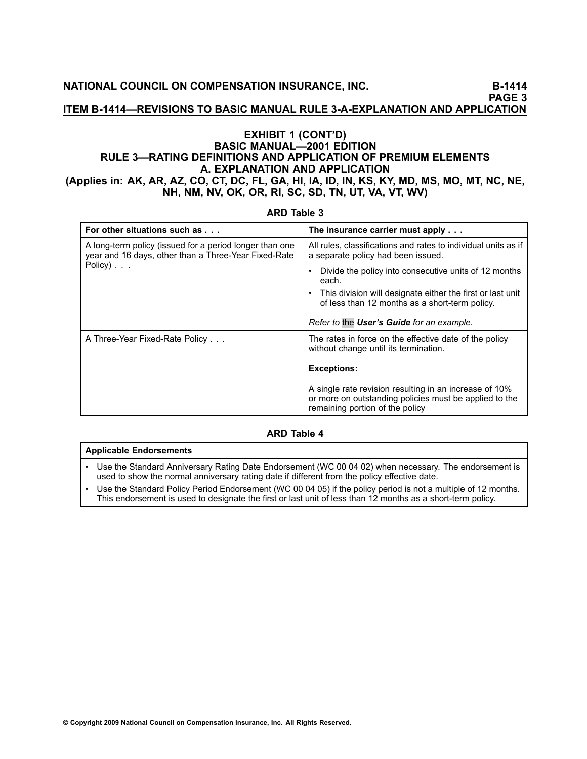## EXHIBIT 1 (CONT'D)
## BASIC MANUAL—2001 EDITION
## RULE 3—RATING DEFINITIONS AND APPLICATION OF PREMIUM ELEMENTS
## A. EXPLANATION AND APPLICATION
### (Applies in: AK, AR, AZ, CO, CT, DC, FL, GA, HI, IA, ID, IN, KS, KY, MD, MS, MO, MT, NC, NE, NH, NM, NV, OK, OR, RI, SC, SD, TN, UT, VA, VT, WV)

**ARD Table 3**

| For other situations such as . . . | The insurance carrier must apply . . . |
|---|---|
| A long-term policy (issued for a period longer than one year and 16 days, other than a Three-Year Fixed-Rate Policy) . . . | All rules, classifications and rates to individual units as if a separate policy had been issued.<br>• Divide the policy into consecutive units of 12 months each.<br>• This division will designate either the first or last unit of less than 12 months as a short-term policy.<br>*Refer to* the ***User's Guide*** *for an example.* |
| A Three-Year Fixed-Rate Policy . . . | The rates in force on the effective date of the policy without change until its termination.<br>**Exceptions:**<br>A single rate revision resulting in an increase of 10% or more on outstanding policies must be applied to the remaining portion of the policy |

**ARD Table 4**

| Applicable Endorsements |
|---|
| • Use the Standard Anniversary Rating Date Endorsement (WC 00 04 02) when necessary. The endorsement is used to show the normal anniversary rating date if different from the policy effective date.<br>• Use the Standard Policy Period Endorsement (WC 00 04 05) if the policy period is not a multiple of 12 months. This endorsement is used to designate the first or last unit of less than 12 months as a short-term policy. |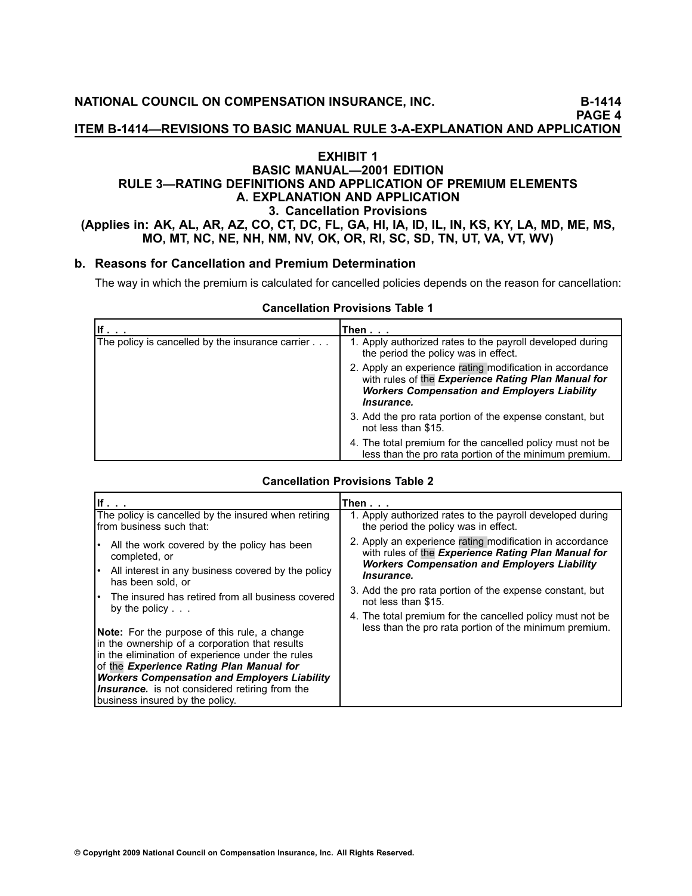# EXHIBIT 1

## BASIC MANUAL—2001 EDITION

## RULE 3—RATING DEFINITIONS AND APPLICATION OF PREMIUM ELEMENTS

## A. EXPLANATION AND APPLICATION

### 3. Cancellation Provisions

**(Applies in: AK, AL, AR, AZ, CO, CT, DC, FL, GA, HI, IA, ID, IL, IN, KS, KY, LA, MD, ME, MS, MO, MT, NC, NE, NH, NM, NV, OK, OR, RI, SC, SD, TN, UT, VA, VT, WV)**

### b. Reasons for Cancellation and Premium Determination

The way in which the premium is calculated for cancelled policies depends on the reason for cancellation:

**Cancellation Provisions Table 1**

| If . . . | Then . . . |
|---|---|
| The policy is cancelled by the insurance carrier . . . | 1. Apply authorized rates to the payroll developed during the period the policy was in effect.<br>2. Apply an experience rating modification in accordance with rules of the ***Experience Rating Plan Manual for Workers Compensation and Employers Liability Insurance.***<br>3. Add the pro rata portion of the expense constant, but not less than $15.<br>4. The total premium for the cancelled policy must not be less than the pro rata portion of the minimum premium. |

**Cancellation Provisions Table 2**

| If . . . | Then . . . |
|---|---|
| The policy is cancelled by the insured when retiring from business such that:<br>• All the work covered by the policy has been completed, or<br>• All interest in any business covered by the policy has been sold, or<br>• The insured has retired from all business covered by the policy . . .<br><br>**Note:** For the purpose of this rule, a change in the ownership of a corporation that results in the elimination of experience under the rules of the ***Experience Rating Plan Manual for Workers Compensation and Employers Liability Insurance.*** is not considered retiring from the business insured by the policy. | 1. Apply authorized rates to the payroll developed during the period the policy was in effect.<br>2. Apply an experience rating modification in accordance with rules of the ***Experience Rating Plan Manual for Workers Compensation and Employers Liability Insurance.***<br>3. Add the pro rata portion of the expense constant, but not less than $15.<br>4. The total premium for the cancelled policy must not be less than the pro rata portion of the minimum premium. |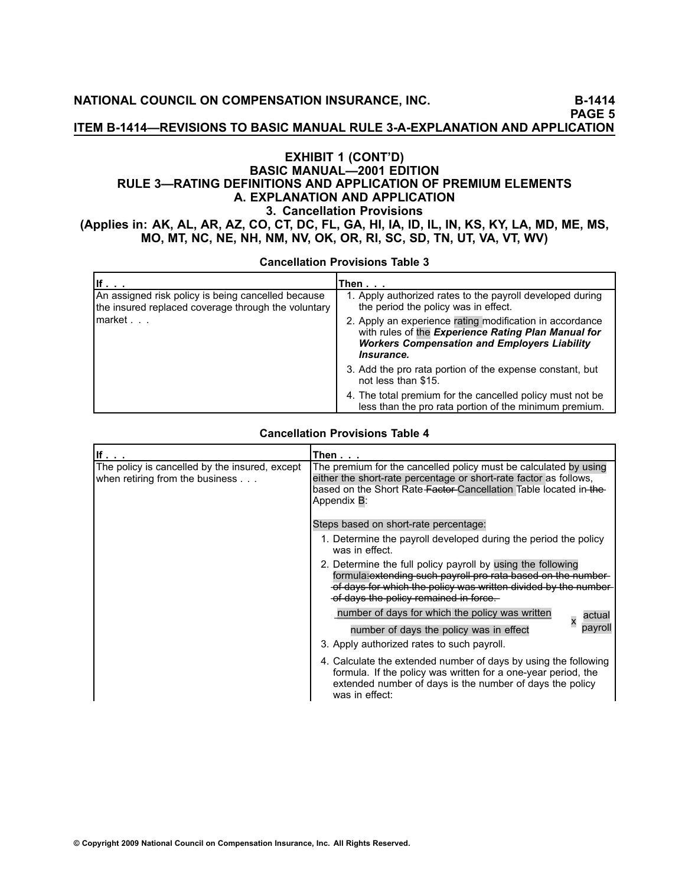## EXHIBIT 1 (CONT'D)
## BASIC MANUAL—2001 EDITION
## RULE 3—RATING DEFINITIONS AND APPLICATION OF PREMIUM ELEMENTS
## A. EXPLANATION AND APPLICATION
### 3. Cancellation Provisions
### (Applies in: AK, AL, AR, AZ, CO, CT, DC, FL, GA, HI, IA, ID, IL, IN, KS, KY, LA, MD, ME, MS, MO, MT, NC, NE, NH, NM, NV, OK, OR, RI, SC, SD, TN, UT, VA, VT, WV)

**Cancellation Provisions Table 3**

| If . . . | Then . . . |
|---|---|
| An assigned risk policy is being cancelled because the insured replaced coverage through the voluntary market . . . | 1. Apply authorized rates to the payroll developed during the period the policy was in effect.<br>2. Apply an experience rating modification in accordance with rules of the ***Experience Rating Plan Manual for Workers Compensation and Employers Liability Insurance.***<br>3. Add the pro rata portion of the expense constant, but not less than $15.<br>4. The total premium for the cancelled policy must not be less than the pro rata portion of the minimum premium. |

**Cancellation Provisions Table 4**

| If . . . | Then . . . |
|---|---|
| The policy is cancelled by the insured, except when retiring from the business . . . | The premium for the cancelled policy must be calculated by using either the short-rate percentage or short-rate factor as follows, based on the Short Rate ~~Factor~~ Cancellation Table located in ~~the~~ Appendix B:<br><br>Steps based on short-rate percentage:<br>1. Determine the payroll developed during the period the policy was in effect.<br>2. Determine the full policy payroll by using the following formula: ~~extending such payroll pro rata based on the number of days for which the policy was written divided by the number of days the policy remained in force.~~<br>$\frac{\text{number of days for which the policy was written}}{\text{number of days the policy was in effect}} \times \text{actual payroll}$<br>3. Apply authorized rates to such payroll.<br>4. Calculate the extended number of days by using the following formula. If the policy was written for a one-year period, the extended number of days is the number of days the policy was in effect: |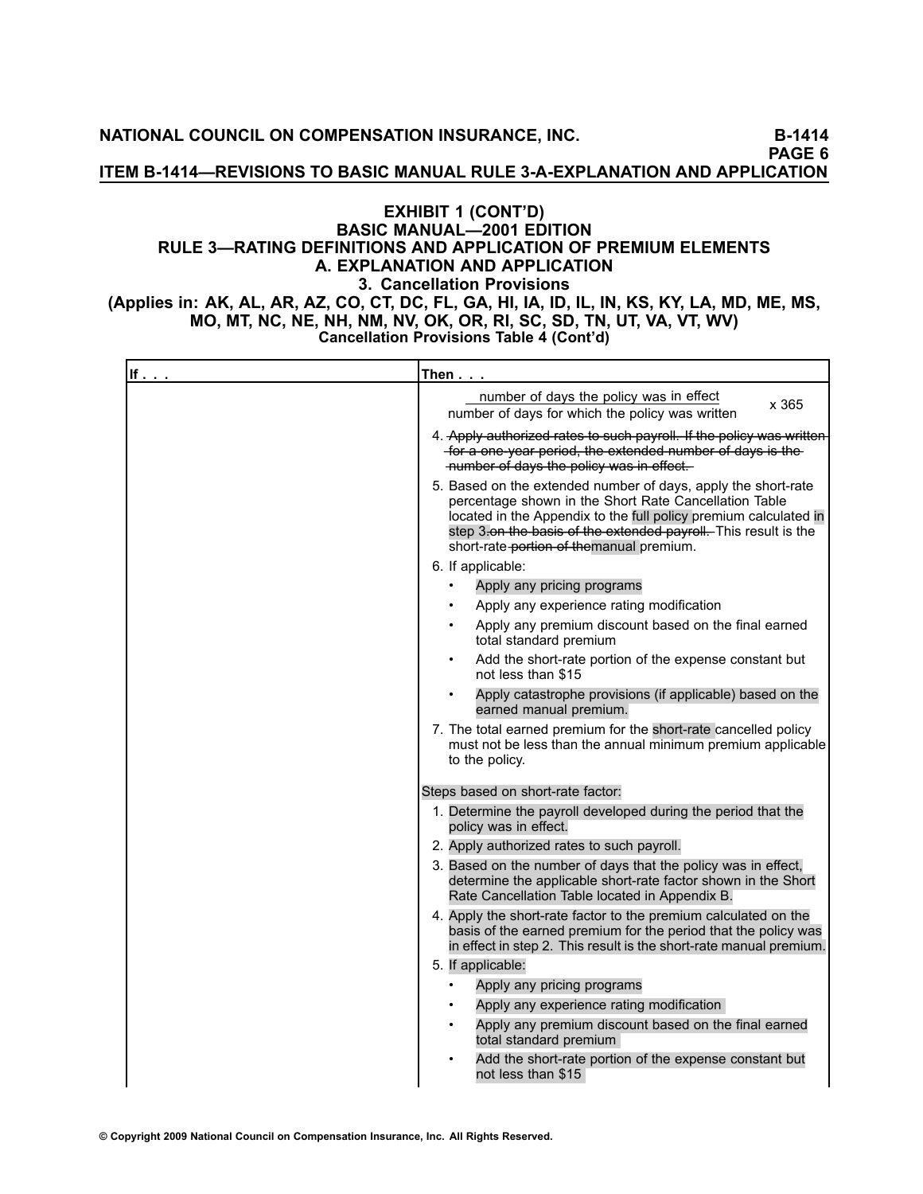# EXHIBIT 1 (CONT'D)
## BASIC MANUAL—2001 EDITION
## RULE 3—RATING DEFINITIONS AND APPLICATION OF PREMIUM ELEMENTS
## A. EXPLANATION AND APPLICATION
### 3. Cancellation Provisions
### (Applies in: AK, AL, AR, AZ, CO, CT, DC, FL, GA, HI, IA, ID, IL, IN, KS, KY, LA, MD, ME, MS, MO, MT, NC, NE, NH, NM, NV, OK, OR, RI, SC, SD, TN, UT, VA, VT, WV)
**Cancellation Provisions Table 4 (Cont'd)**

| If . . . | Then . . . |
|---|---|
| | $$\frac{\text{number of days the policy was in effect}}{\text{number of days for which the policy was written}} \times 365$$ <br> 4. ~~Apply authorized rates to such payroll. If the policy was written for a one-year period, the extended number of days is the number of days the policy was in effect.~~ <br> 5. Based on the extended number of days, apply the short-rate percentage shown in the Short Rate Cancellation Table located in the Appendix to the full policy premium calculated in step 3.~~on the basis of the extended payroll.~~ This result is the short-rate ~~portion of the~~manual premium. <br> 6. If applicable: <br> • Apply any pricing programs <br> • Apply any experience rating modification <br> • Apply any premium discount based on the final earned total standard premium <br> • Add the short-rate portion of the expense constant but not less than $15 <br> • Apply catastrophe provisions (if applicable) based on the earned manual premium. <br> 7. The total earned premium for the short-rate cancelled policy must not be less than the annual minimum premium applicable to the policy. <br><br> Steps based on short-rate factor: <br> 1. Determine the payroll developed during the period that the policy was in effect. <br> 2. Apply authorized rates to such payroll. <br> 3. Based on the number of days that the policy was in effect, determine the applicable short-rate factor shown in the Short Rate Cancellation Table located in Appendix B. <br> 4. Apply the short-rate factor to the premium calculated on the basis of the earned premium for the period that the policy was in effect in step 2. This result is the short-rate manual premium. <br> 5. If applicable: <br> • Apply any pricing programs <br> • Apply any experience rating modification <br> • Apply any premium discount based on the final earned total standard premium <br> • Add the short-rate portion of the expense constant but not less than $15 |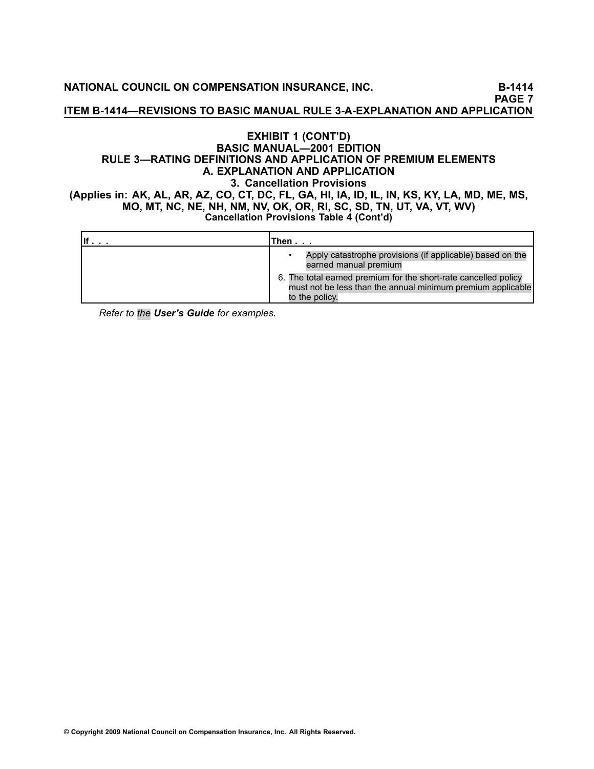## EXHIBIT 1 (CONT'D)
## BASIC MANUAL—2001 EDITION
## RULE 3—RATING DEFINITIONS AND APPLICATION OF PREMIUM ELEMENTS
## A. EXPLANATION AND APPLICATION
### 3. Cancellation Provisions
**(Applies in: AK, AL, AR, AZ, CO, CT, DC, FL, GA, HI, IA, ID, IL, IN, KS, KY, LA, MD, ME, MS, MO, MT, NC, NE, NH, NM, NV, OK, OR, RI, SC, SD, TN, UT, VA, VT, WV)**

**Cancellation Provisions Table 4 (Cont'd)**

| If . . . | Then . . . |
|---|---|
| | • Apply catastrophe provisions (if applicable) based on the earned manual premium<br>6. The total earned premium for the short-rate cancelled policy must not be less than the annual minimum premium applicable to the policy. |

*Refer to the* ***User's Guide*** *for examples.*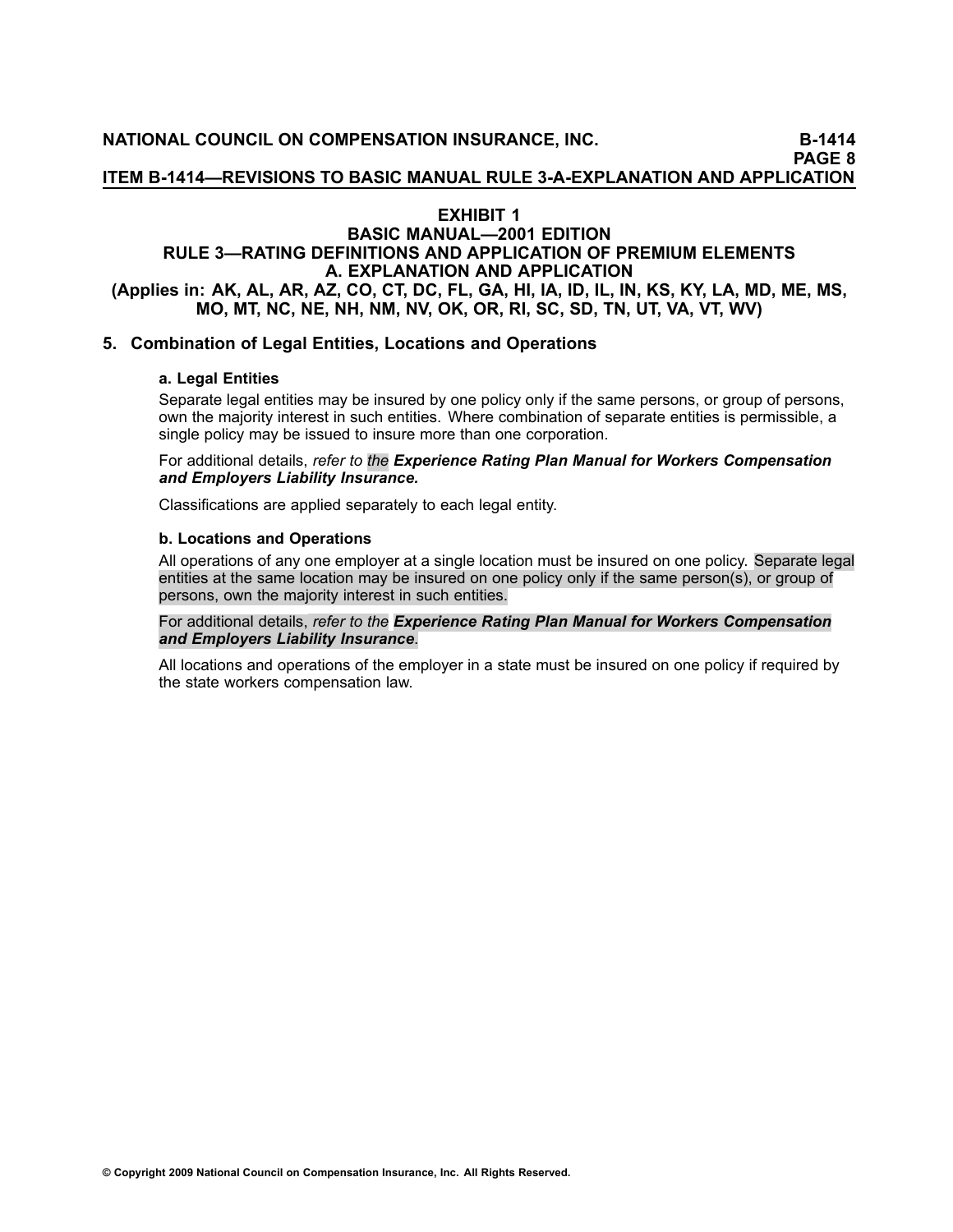# EXHIBIT 1

## BASIC MANUAL—2001 EDITION

## RULE 3—RATING DEFINITIONS AND APPLICATION OF PREMIUM ELEMENTS

## A. EXPLANATION AND APPLICATION

**(Applies in: AK, AL, AR, AZ, CO, CT, DC, FL, GA, HI, IA, ID, IL, IN, KS, KY, LA, MD, ME, MS, MO, MT, NC, NE, NH, NM, NV, OK, OR, RI, SC, SD, TN, UT, VA, VT, WV)**

### 5. Combination of Legal Entities, Locations and Operations

**a. Legal Entities**

Separate legal entities may be insured by one policy only if the same persons, or group of persons, own the majority interest in such entities. Where combination of separate entities is permissible, a single policy may be issued to insure more than one corporation.

For additional details, *refer to the* ***Experience Rating Plan Manual for Workers Compensation and Employers Liability Insurance.***

Classifications are applied separately to each legal entity.

**b. Locations and Operations**

All operations of any one employer at a single location must be insured on one policy. Separate legal entities at the same location may be insured on one policy only if the same person(s), or group of persons, own the majority interest in such entities.

For additional details, *refer to the* ***Experience Rating Plan Manual for Workers Compensation and Employers Liability Insurance***.

All locations and operations of the employer in a state must be insured on one policy if required by the state workers compensation law.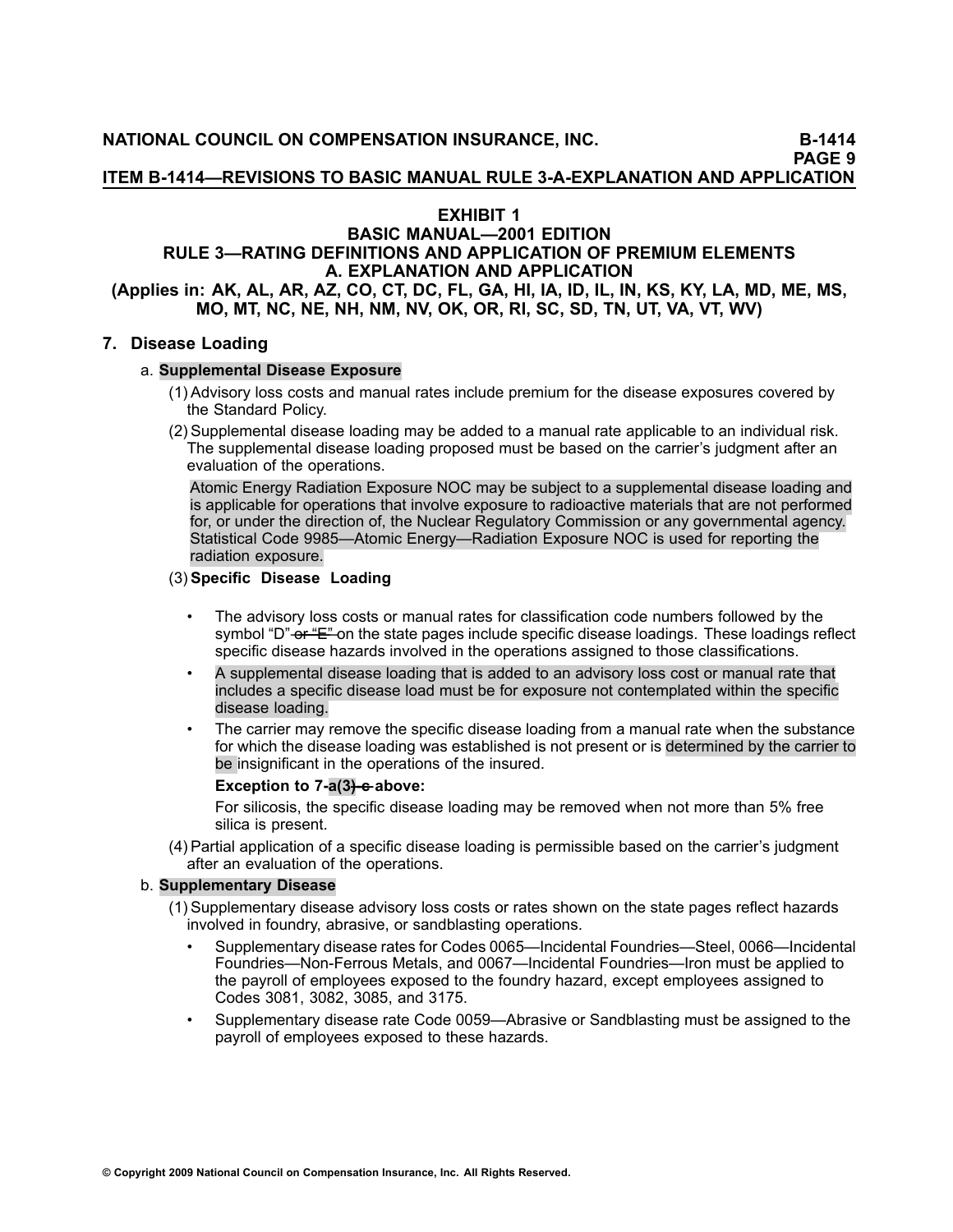# EXHIBIT 1
## BASIC MANUAL—2001 EDITION
## RULE 3—RATING DEFINITIONS AND APPLICATION OF PREMIUM ELEMENTS
## A. EXPLANATION AND APPLICATION
**(Applies in: AK, AL, AR, AZ, CO, CT, DC, FL, GA, HI, IA, ID, IL, IN, KS, KY, LA, MD, ME, MS, MO, MT, NC, NE, NH, NM, NV, OK, OR, RI, SC, SD, TN, UT, VA, VT, WV)**

### 7. Disease Loading

a. **Supplemental Disease Exposure**

(1) Advisory loss costs and manual rates include premium for the disease exposures covered by the Standard Policy.

(2) Supplemental disease loading may be added to a manual rate applicable to an individual risk. The supplemental disease loading proposed must be based on the carrier's judgment after an evaluation of the operations.

Atomic Energy Radiation Exposure NOC may be subject to a supplemental disease loading and is applicable for operations that involve exposure to radioactive materials that are not performed for, or under the direction of, the Nuclear Regulatory Commission or any governmental agency. Statistical Code 9985—Atomic Energy—Radiation Exposure NOC is used for reporting the radiation exposure.

(3) **Specific Disease Loading**

- The advisory loss costs or manual rates for classification code numbers followed by the symbol "D" ~~or "E"~~ on the state pages include specific disease loadings. These loadings reflect specific disease hazards involved in the operations assigned to those classifications.
- A supplemental disease loading that is added to an advisory loss cost or manual rate that includes a specific disease load must be for exposure not contemplated within the specific disease loading.
- The carrier may remove the specific disease loading from a manual rate when the substance for which the disease loading was established is not present or is determined by the carrier to be insignificant in the operations of the insured.

**Exception to 7-a(3)~~-c~~ above:**

For silicosis, the specific disease loading may be removed when not more than 5% free silica is present.

(4) Partial application of a specific disease loading is permissible based on the carrier's judgment after an evaluation of the operations.

b. **Supplementary Disease**

(1) Supplementary disease advisory loss costs or rates shown on the state pages reflect hazards involved in foundry, abrasive, or sandblasting operations.

- Supplementary disease rates for Codes 0065—Incidental Foundries—Steel, 0066—Incidental Foundries—Non-Ferrous Metals, and 0067—Incidental Foundries—Iron must be applied to the payroll of employees exposed to the foundry hazard, except employees assigned to Codes 3081, 3082, 3085, and 3175.
- Supplementary disease rate Code 0059—Abrasive or Sandblasting must be assigned to the payroll of employees exposed to these hazards.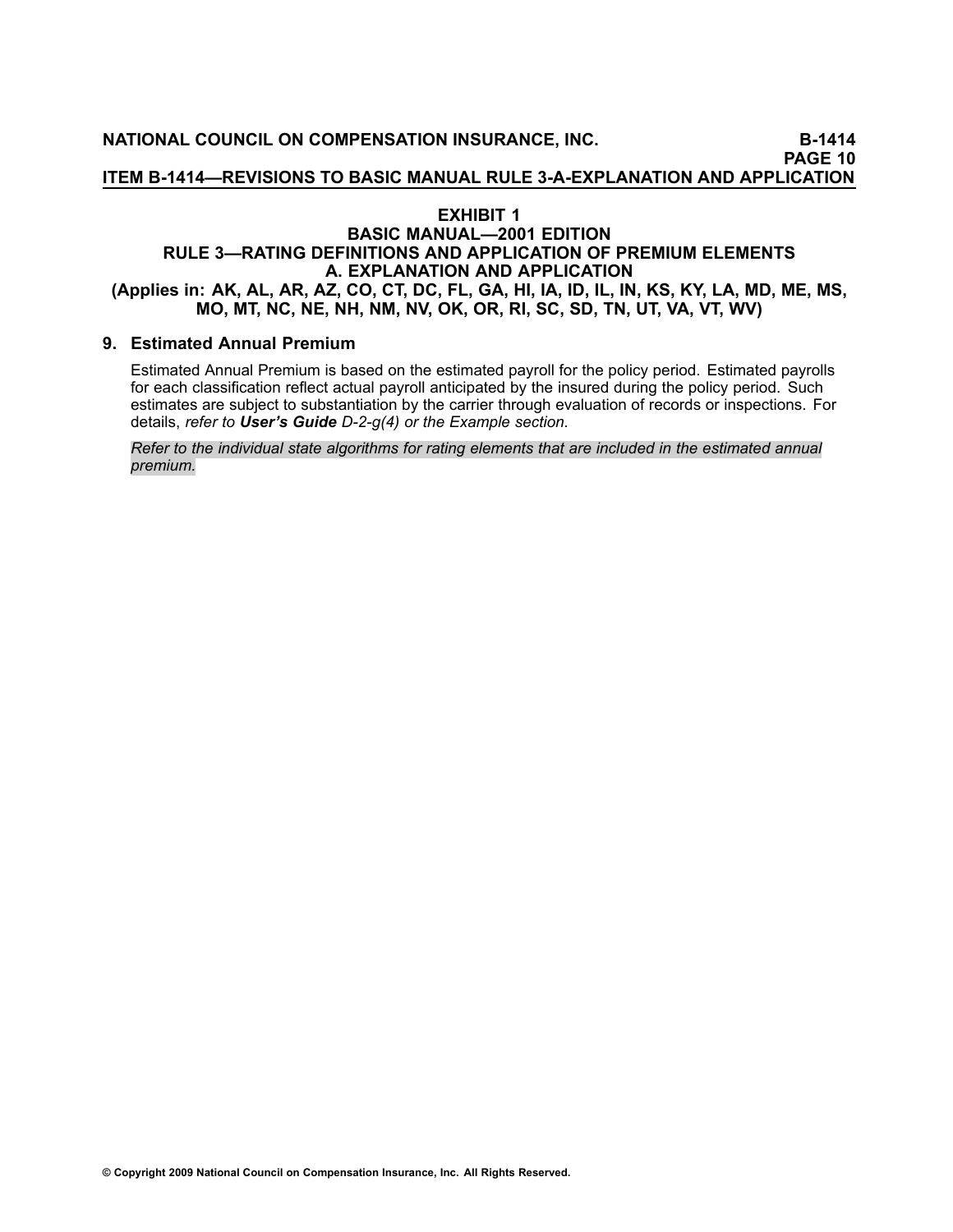## EXHIBIT 1

## BASIC MANUAL—2001 EDITION

## RULE 3—RATING DEFINITIONS AND APPLICATION OF PREMIUM ELEMENTS

## A. EXPLANATION AND APPLICATION

**(Applies in: AK, AL, AR, AZ, CO, CT, DC, FL, GA, HI, IA, ID, IL, IN, KS, KY, LA, MD, ME, MS, MO, MT, NC, NE, NH, NM, NV, OK, OR, RI, SC, SD, TN, UT, VA, VT, WV)**

### 9. Estimated Annual Premium

Estimated Annual Premium is based on the estimated payroll for the policy period. Estimated payrolls for each classification reflect actual payroll anticipated by the insured during the policy period. Such estimates are subject to substantiation by the carrier through evaluation of records or inspections. For details, *refer to* ***User's Guide*** *D-2-g(4) or the Example section.*

*Refer to the individual state algorithms for rating elements that are included in the estimated annual premium.*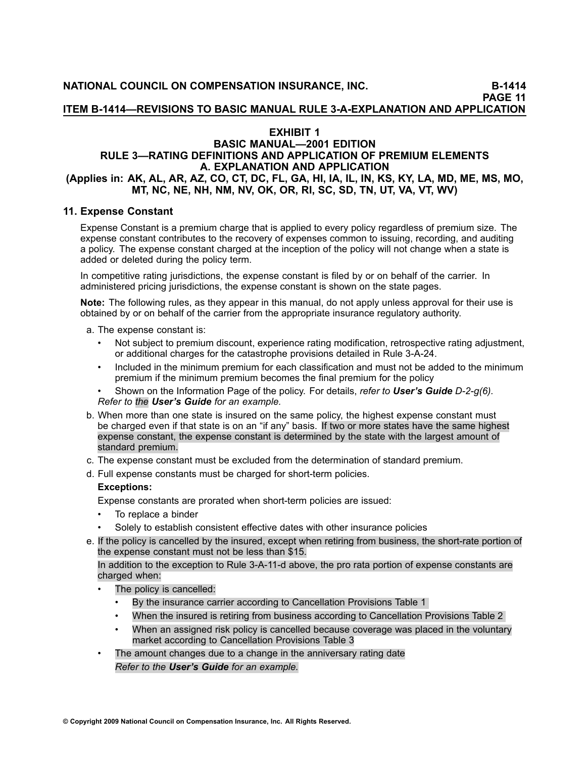# EXHIBIT 1

## BASIC MANUAL—2001 EDITION

## RULE 3—RATING DEFINITIONS AND APPLICATION OF PREMIUM ELEMENTS

## A. EXPLANATION AND APPLICATION

**(Applies in: AK, AL, AR, AZ, CO, CT, DC, FL, GA, HI, IA, IL, IN, KS, KY, LA, MD, ME, MS, MO, MT, NC, NE, NH, NM, NV, OK, OR, RI, SC, SD, TN, UT, VA, VT, WV)**

### 11. Expense Constant

Expense Constant is a premium charge that is applied to every policy regardless of premium size. The expense constant contributes to the recovery of expenses common to issuing, recording, and auditing a policy. The expense constant charged at the inception of the policy will not change when a state is added or deleted during the policy term.

In competitive rating jurisdictions, the expense constant is filed by or on behalf of the carrier. In administered pricing jurisdictions, the expense constant is shown on the state pages.

**Note:** The following rules, as they appear in this manual, do not apply unless approval for their use is obtained by or on behalf of the carrier from the appropriate insurance regulatory authority.

a. The expense constant is:

- Not subject to premium discount, experience rating modification, retrospective rating adjustment, or additional charges for the catastrophe provisions detailed in Rule 3-A-24.
- Included in the minimum premium for each classification and must not be added to the minimum premium if the minimum premium becomes the final premium for the policy
- Shown on the Information Page of the policy. For details, *refer to **User's Guide** D-2-g(6).*

*Refer to the **User's Guide** for an example.*

b. When more than one state is insured on the same policy, the highest expense constant must be charged even if that state is on an "if any" basis. If two or more states have the same highest expense constant, the expense constant is determined by the state with the largest amount of standard premium.

c. The expense constant must be excluded from the determination of standard premium.

d. Full expense constants must be charged for short-term policies.

**Exceptions:**

Expense constants are prorated when short-term policies are issued:

- To replace a binder
- Solely to establish consistent effective dates with other insurance policies

e. If the policy is cancelled by the insured, except when retiring from business, the short-rate portion of the expense constant must not be less than $15.

In addition to the exception to Rule 3-A-11-d above, the pro rata portion of expense constants are charged when:

- The policy is cancelled:
  - By the insurance carrier according to Cancellation Provisions Table 1
  - When the insured is retiring from business according to Cancellation Provisions Table 2
  - When an assigned risk policy is cancelled because coverage was placed in the voluntary market according to Cancellation Provisions Table 3
- The amount changes due to a change in the anniversary rating date

  *Refer to the **User's Guide** for an example.*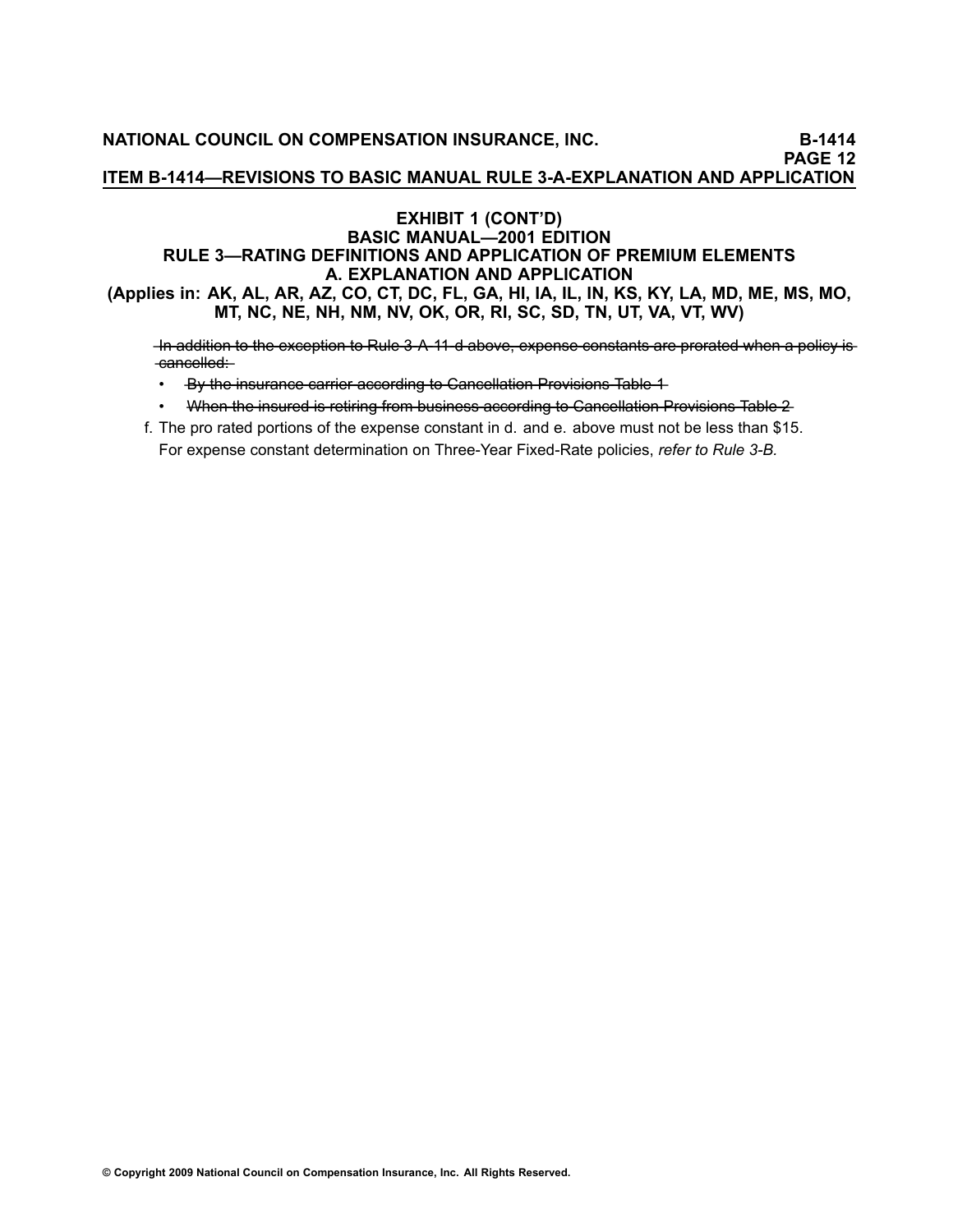## EXHIBIT 1 (CONT'D)
## BASIC MANUAL—2001 EDITION
## RULE 3—RATING DEFINITIONS AND APPLICATION OF PREMIUM ELEMENTS
## A. EXPLANATION AND APPLICATION
### (Applies in: AK, AL, AR, AZ, CO, CT, DC, FL, GA, HI, IA, IL, IN, KS, KY, LA, MD, ME, MS, MO, MT, NC, NE, NH, NM, NV, OK, OR, RI, SC, SD, TN, UT, VA, VT, WV)

~~In addition to the exception to Rule 3-A-11-d above, expense constants are prorated when a policy is cancelled:~~

- ~~By the insurance carrier according to Cancellation Provisions Table 1~~
- ~~When the insured is retiring from business according to Cancellation Provisions Table 2~~

f. The pro rated portions of the expense constant in d. and e. above must not be less than $15.
   For expense constant determination on Three-Year Fixed-Rate policies, *refer to Rule 3-B.*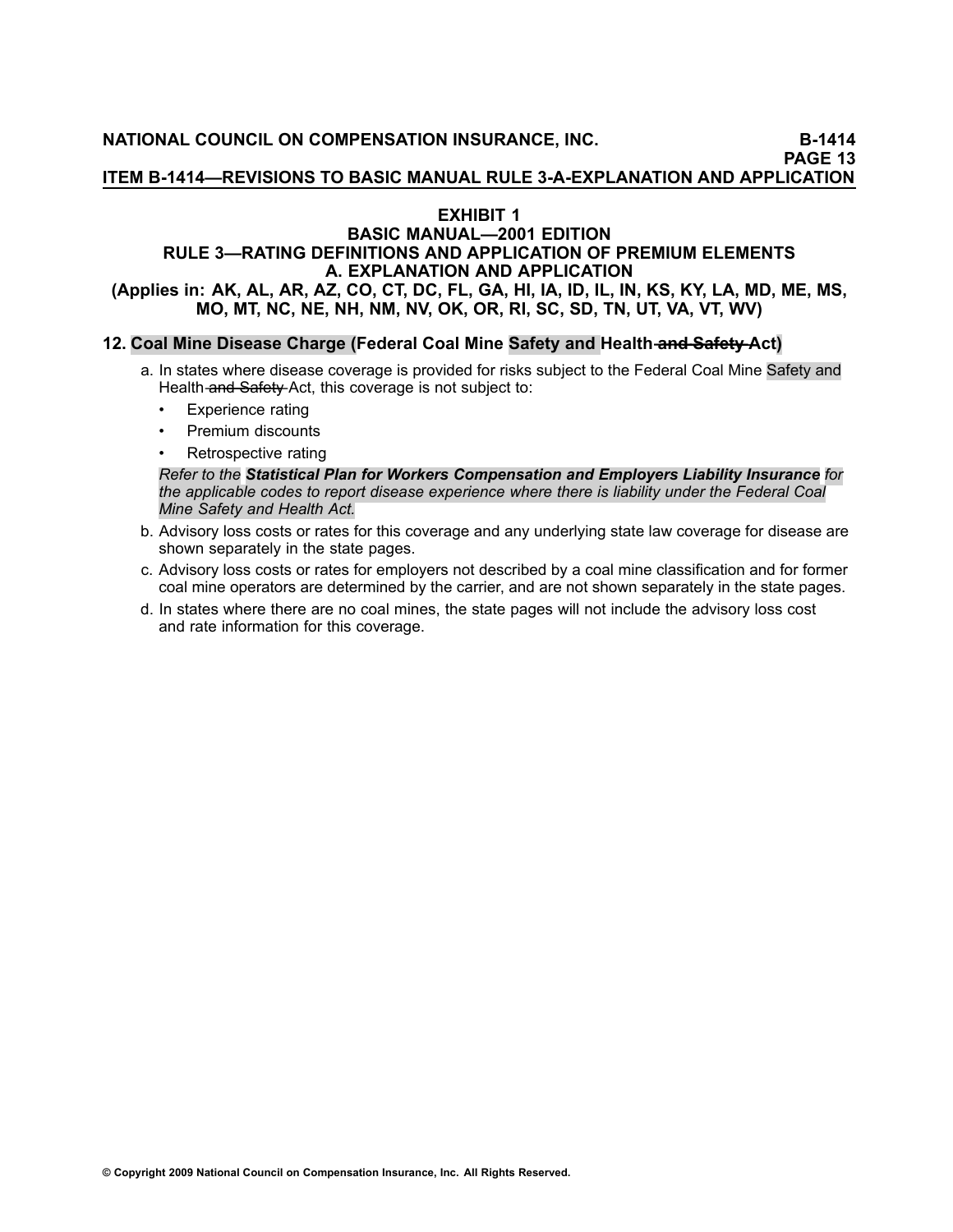## EXHIBIT 1
## BASIC MANUAL—2001 EDITION
## RULE 3—RATING DEFINITIONS AND APPLICATION OF PREMIUM ELEMENTS
## A. EXPLANATION AND APPLICATION
### (Applies in: AK, AL, AR, AZ, CO, CT, DC, FL, GA, HI, IA, ID, IL, IN, KS, KY, LA, MD, ME, MS, MO, MT, NC, NE, NH, NM, NV, OK, OR, RI, SC, SD, TN, UT, VA, VT, WV)

**12. Coal Mine Disease Charge (Federal Coal Mine Safety and Health ~~and Safety~~ Act)**

a. In states where disease coverage is provided for risks subject to the Federal Coal Mine Safety and Health ~~and Safety~~ Act, this coverage is not subject to:

- Experience rating
- Premium discounts
- Retrospective rating

*Refer to the **Statistical Plan for Workers Compensation and Employers Liability Insurance** for the applicable codes to report disease experience where there is liability under the Federal Coal Mine Safety and Health Act.*

b. Advisory loss costs or rates for this coverage and any underlying state law coverage for disease are shown separately in the state pages.

c. Advisory loss costs or rates for employers not described by a coal mine classification and for former coal mine operators are determined by the carrier, and are not shown separately in the state pages.

d. In states where there are no coal mines, the state pages will not include the advisory loss cost and rate information for this coverage.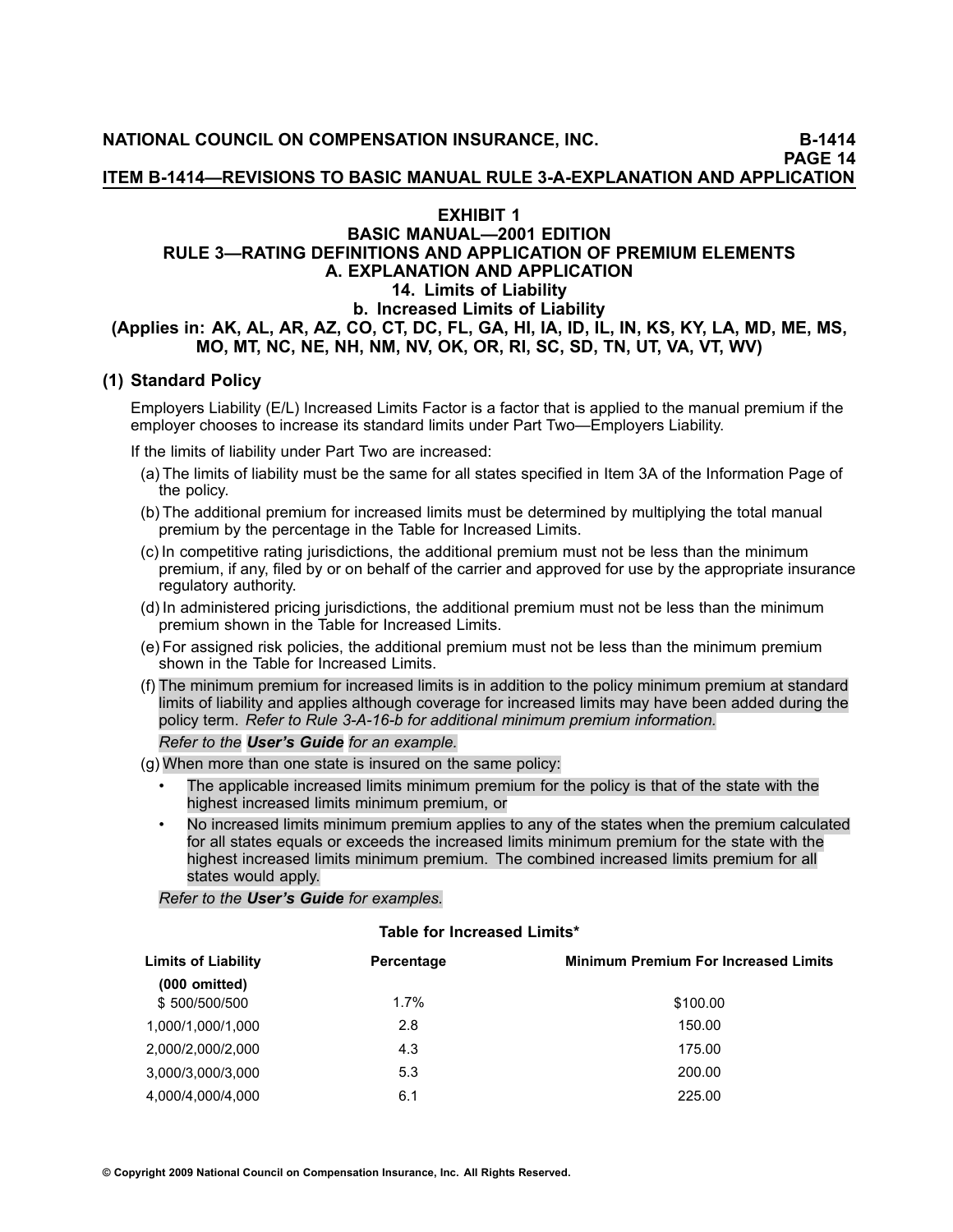# EXHIBIT 1

## BASIC MANUAL—2001 EDITION

## RULE 3—RATING DEFINITIONS AND APPLICATION OF PREMIUM ELEMENTS

## A. EXPLANATION AND APPLICATION

### 14. Limits of Liability

### b. Increased Limits of Liability

**(Applies in: AK, AL, AR, AZ, CO, CT, DC, FL, GA, HI, IA, ID, IL, IN, KS, KY, LA, MD, ME, MS, MO, MT, NC, NE, NH, NM, NV, OK, OR, RI, SC, SD, TN, UT, VA, VT, WV)**

### (1) Standard Policy

Employers Liability (E/L) Increased Limits Factor is a factor that is applied to the manual premium if the employer chooses to increase its standard limits under Part Two—Employers Liability.

If the limits of liability under Part Two are increased:

(a) The limits of liability must be the same for all states specified in Item 3A of the Information Page of the policy.

(b) The additional premium for increased limits must be determined by multiplying the total manual premium by the percentage in the Table for Increased Limits.

(c) In competitive rating jurisdictions, the additional premium must not be less than the minimum premium, if any, filed by or on behalf of the carrier and approved for use by the appropriate insurance regulatory authority.

(d) In administered pricing jurisdictions, the additional premium must not be less than the minimum premium shown in the Table for Increased Limits.

(e) For assigned risk policies, the additional premium must not be less than the minimum premium shown in the Table for Increased Limits.

(f) The minimum premium for increased limits is in addition to the policy minimum premium at standard limits of liability and applies although coverage for increased limits may have been added during the policy term. *Refer to Rule 3-A-16-b for additional minimum premium information.*

*Refer to the **User's Guide** for an example.*

(g) When more than one state is insured on the same policy:

- The applicable increased limits minimum premium for the policy is that of the state with the highest increased limits minimum premium, or
- No increased limits minimum premium applies to any of the states when the premium calculated for all states equals or exceeds the increased limits minimum premium for the state with the highest increased limits minimum premium. The combined increased limits premium for all states would apply.

*Refer to the **User's Guide** for examples.*

**Table for Increased Limits***

| Limits of Liability (000 omitted) | Percentage | Minimum Premium For Increased Limits |
|---|---|---|
| $ 500/500/500 | 1.7% | $100.00 |
| 1,000/1,000/1,000 | 2.8 | 150.00 |
| 2,000/2,000/2,000 | 4.3 | 175.00 |
| 3,000/3,000/3,000 | 5.3 | 200.00 |
| 4,000/4,000/4,000 | 6.1 | 225.00 |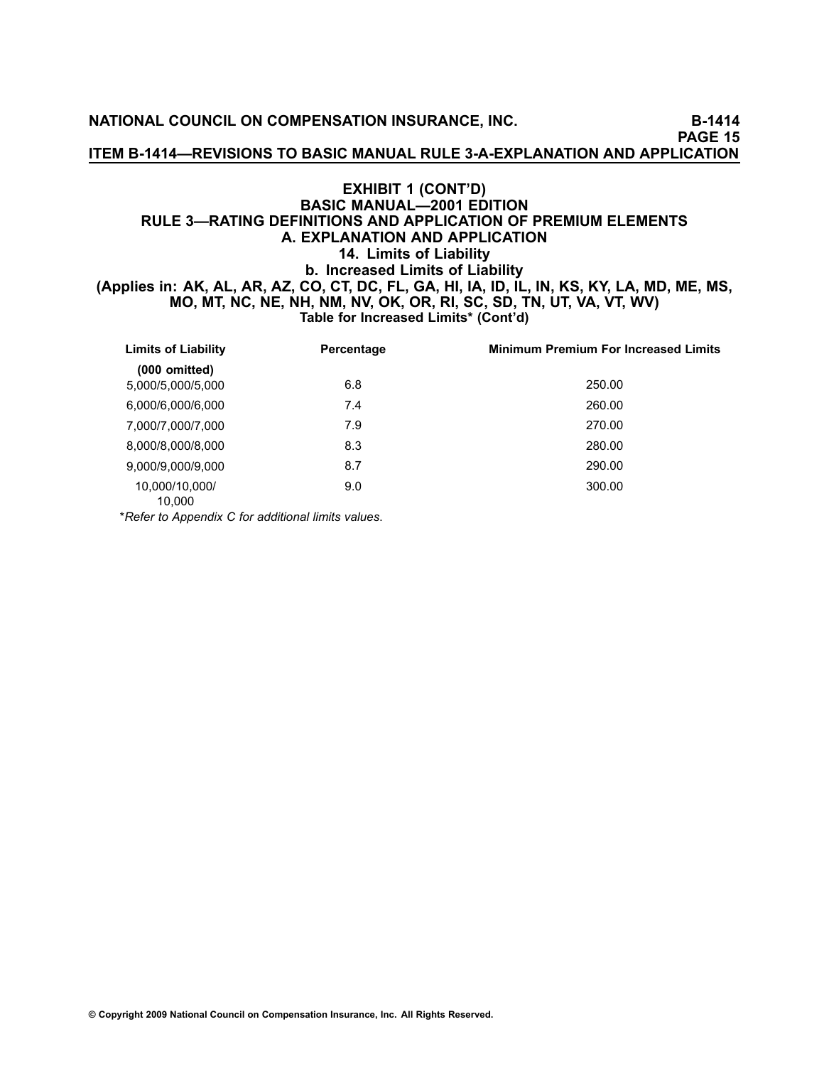## EXHIBIT 1 (CONT'D)

## BASIC MANUAL—2001 EDITION

## RULE 3—RATING DEFINITIONS AND APPLICATION OF PREMIUM ELEMENTS

## A. EXPLANATION AND APPLICATION

### 14. Limits of Liability

### b. Increased Limits of Liability

**(Applies in: AK, AL, AR, AZ, CO, CT, DC, FL, GA, HI, IA, ID, IL, IN, KS, KY, LA, MD, ME, MS, MO, MT, NC, NE, NH, NM, NV, OK, OR, RI, SC, SD, TN, UT, VA, VT, WV)**

**Table for Increased Limits* (Cont'd)**

| Limits of Liability (000 omitted) | Percentage | Minimum Premium For Increased Limits |
|---|---|---|
| 5,000/5,000/5,000 | 6.8 | 250.00 |
| 6,000/6,000/6,000 | 7.4 | 260.00 |
| 7,000/7,000/7,000 | 7.9 | 270.00 |
| 8,000/8,000/8,000 | 8.3 | 280.00 |
| 9,000/9,000/9,000 | 8.7 | 290.00 |
| 10,000/10,000/10,000 | 9.0 | 300.00 |

**Refer to Appendix C for additional limits values.*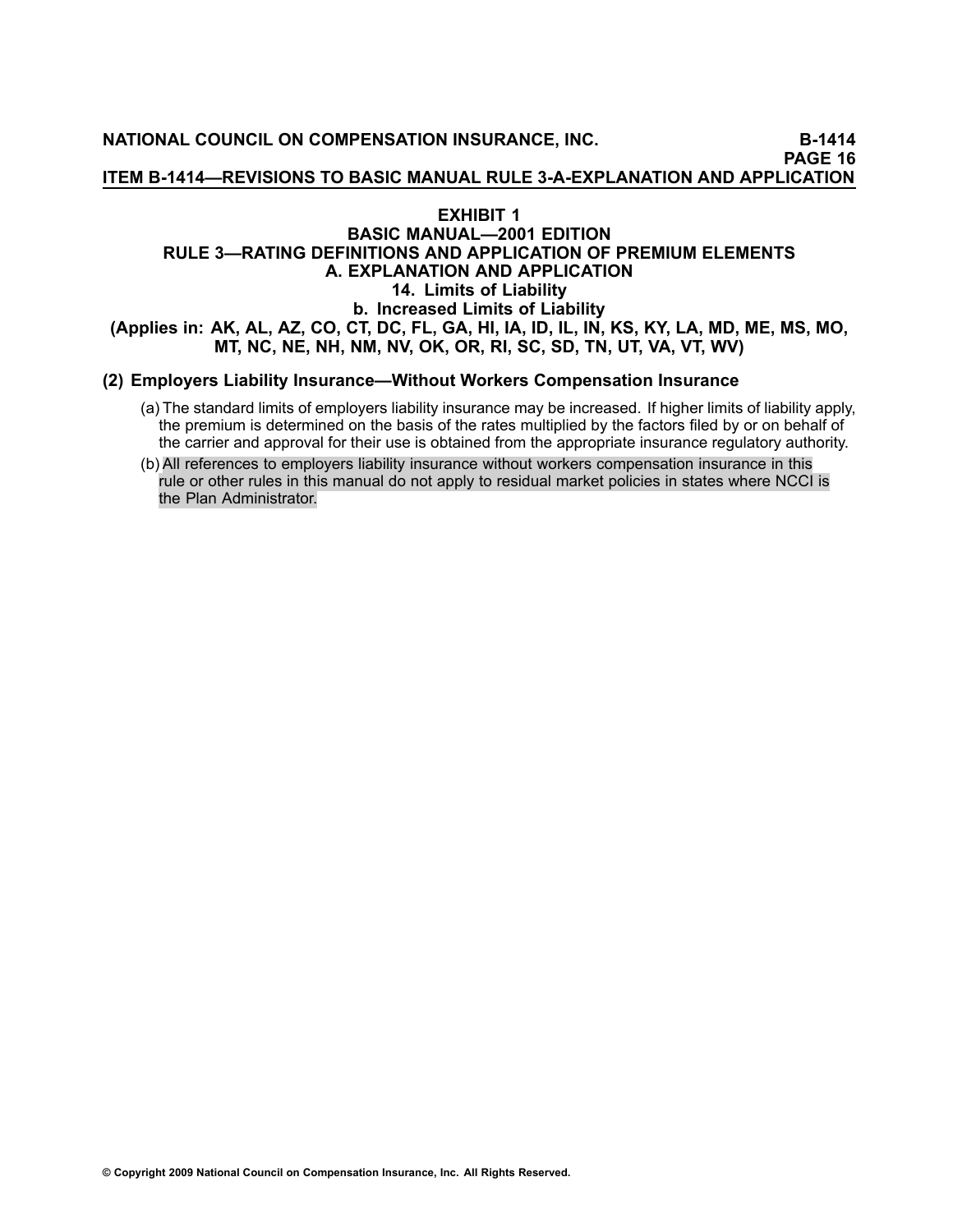# EXHIBIT 1
## BASIC MANUAL—2001 EDITION
## RULE 3—RATING DEFINITIONS AND APPLICATION OF PREMIUM ELEMENTS
## A. EXPLANATION AND APPLICATION
### 14. Limits of Liability
### b. Increased Limits of Liability
**(Applies in: AK, AL, AZ, CO, CT, DC, FL, GA, HI, IA, ID, IL, IN, KS, KY, LA, MD, ME, MS, MO, MT, NC, NE, NH, NM, NV, OK, OR, RI, SC, SD, TN, UT, VA, VT, WV)**

**(2) Employers Liability Insurance—Without Workers Compensation Insurance**

(a) The standard limits of employers liability insurance may be increased. If higher limits of liability apply, the premium is determined on the basis of the rates multiplied by the factors filed by or on behalf of the carrier and approval for their use is obtained from the appropriate insurance regulatory authority.

(b) All references to employers liability insurance without workers compensation insurance in this rule or other rules in this manual do not apply to residual market policies in states where NCCI is the Plan Administrator.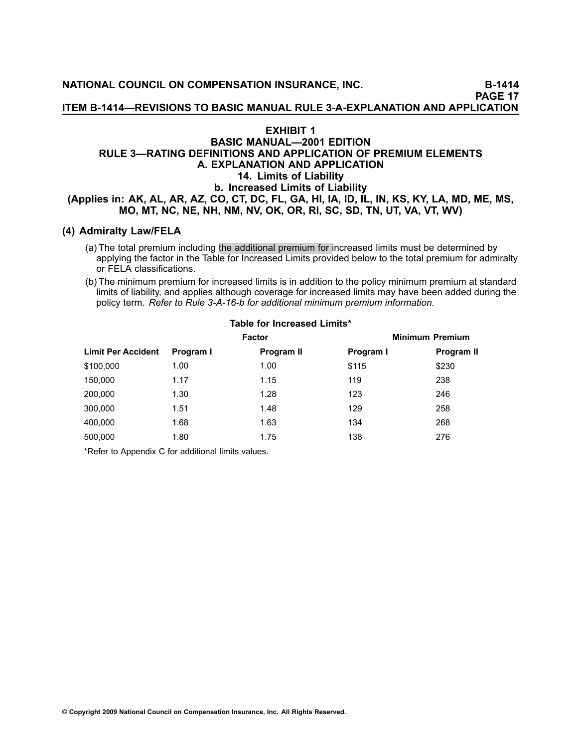# EXHIBIT 1
## BASIC MANUAL—2001 EDITION
## RULE 3—RATING DEFINITIONS AND APPLICATION OF PREMIUM ELEMENTS
## A. EXPLANATION AND APPLICATION
### 14. Limits of Liability
### b. Increased Limits of Liability
**(Applies in: AK, AL, AR, AZ, CO, CT, DC, FL, GA, HI, IA, ID, IL, IN, KS, KY, LA, MD, ME, MS, MO, MT, NC, NE, NH, NM, NV, OK, OR, RI, SC, SD, TN, UT, VA, VT, WV)**

### (4) Admiralty Law/FELA

(a) The total premium including the additional premium for increased limits must be determined by applying the factor in the Table for Increased Limits provided below to the total premium for admiralty or FELA classifications.

(b) The minimum premium for increased limits is in addition to the policy minimum premium at standard limits of liability, and applies although coverage for increased limits may have been added during the policy term. *Refer to Rule 3-A-16-b for additional minimum premium information.*

**Table for Increased Limits***

| | Factor | | Minimum Premium | |
|---|---|---|---|---|
| **Limit Per Accident** | **Program I** | **Program II** | **Program I** | **Program II** |
| $100,000 | 1.00 | 1.00 | $115 | $230 |
| 150,000 | 1.17 | 1.15 | 119 | 238 |
| 200,000 | 1.30 | 1.28 | 123 | 246 |
| 300,000 | 1.51 | 1.48 | 129 | 258 |
| 400,000 | 1.68 | 1.63 | 134 | 268 |
| 500,000 | 1.80 | 1.75 | 138 | 276 |

*Refer to Appendix C for additional limits values.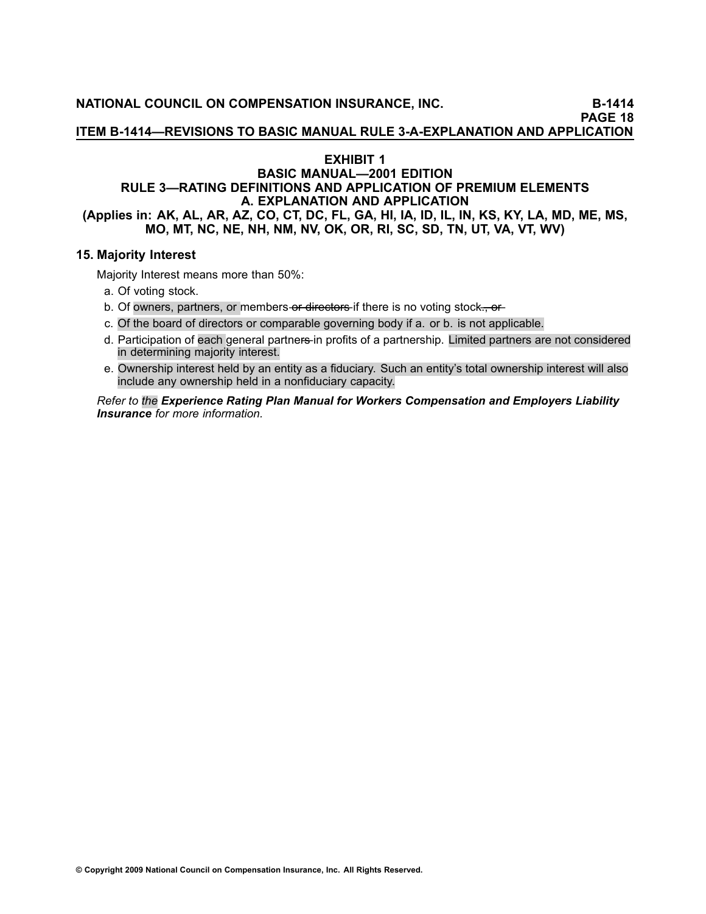## EXHIBIT 1

### BASIC MANUAL—2001 EDITION

### RULE 3—RATING DEFINITIONS AND APPLICATION OF PREMIUM ELEMENTS

### A. EXPLANATION AND APPLICATION

**(Applies in: AK, AL, AR, AZ, CO, CT, DC, FL, GA, HI, IA, ID, IL, IN, KS, KY, LA, MD, ME, MS, MO, MT, NC, NE, NH, NM, NV, OK, OR, RI, SC, SD, TN, UT, VA, VT, WV)**

**15. Majority Interest**

Majority Interest means more than 50%:

a. Of voting stock.
b. Of owners, partners, or members ~~or directors~~ if there is no voting stock~~., or~~
c. Of the board of directors or comparable governing body if a. or b. is not applicable.
d. Participation of each general partner~~s~~ in profits of a partnership. Limited partners are not considered in determining majority interest.
e. Ownership interest held by an entity as a fiduciary. Such an entity's total ownership interest will also include any ownership held in a nonfiduciary capacity.

*Refer to the **Experience Rating Plan Manual for Workers Compensation and Employers Liability Insurance** for more information.*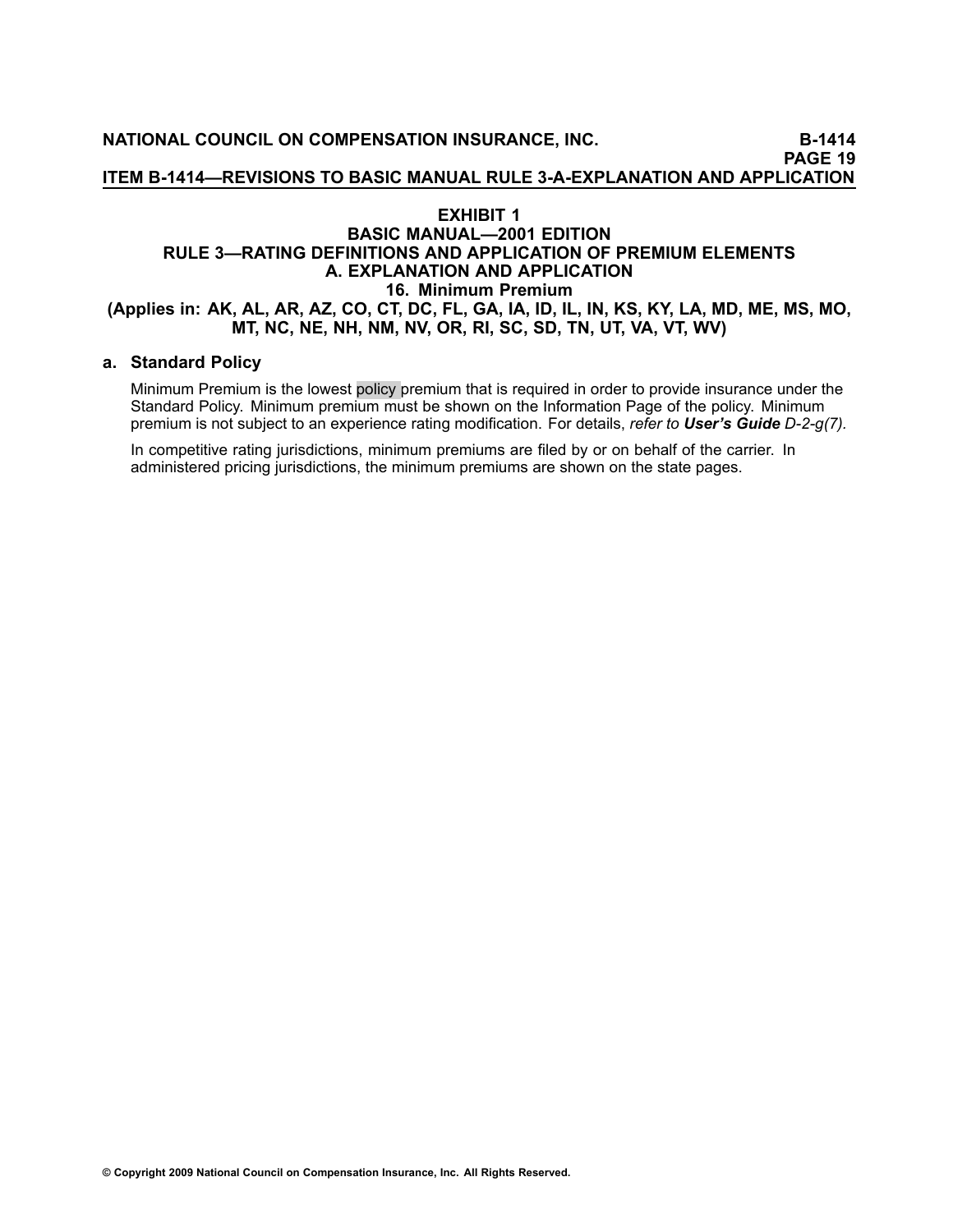# EXHIBIT 1

## BASIC MANUAL—2001 EDITION

## RULE 3—RATING DEFINITIONS AND APPLICATION OF PREMIUM ELEMENTS

## A. EXPLANATION AND APPLICATION

### 16. Minimum Premium

**(Applies in: AK, AL, AR, AZ, CO, CT, DC, FL, GA, IA, ID, IL, IN, KS, KY, LA, MD, ME, MS, MO, MT, NC, NE, NH, NM, NV, OR, RI, SC, SD, TN, UT, VA, VT, WV)**

**a. Standard Policy**

Minimum Premium is the lowest policy premium that is required in order to provide insurance under the Standard Policy. Minimum premium must be shown on the Information Page of the policy. Minimum premium is not subject to an experience rating modification. For details, *refer to* ***User's Guide*** *D-2-g(7).*

In competitive rating jurisdictions, minimum premiums are filed by or on behalf of the carrier. In administered pricing jurisdictions, the minimum premiums are shown on the state pages.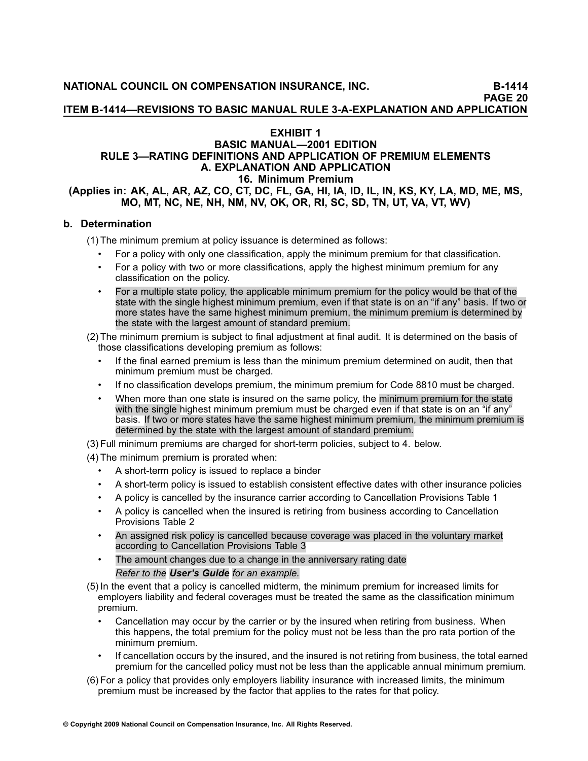# EXHIBIT 1

## BASIC MANUAL—2001 EDITION

## RULE 3—RATING DEFINITIONS AND APPLICATION OF PREMIUM ELEMENTS

## A. EXPLANATION AND APPLICATION

## 16. Minimum Premium

**(Applies in: AK, AL, AR, AZ, CO, CT, DC, FL, GA, HI, IA, ID, IL, IN, KS, KY, LA, MD, ME, MS, MO, MT, NC, NE, NH, NM, NV, OK, OR, RI, SC, SD, TN, UT, VA, VT, WV)**

### b. Determination

(1) The minimum premium at policy issuance is determined as follows:

- For a policy with only one classification, apply the minimum premium for that classification.
- For a policy with two or more classifications, apply the highest minimum premium for any classification on the policy.
- For a multiple state policy, the applicable minimum premium for the policy would be that of the state with the single highest minimum premium, even if that state is on an "if any" basis. If two or more states have the same highest minimum premium, the minimum premium is determined by the state with the largest amount of standard premium.

(2) The minimum premium is subject to final adjustment at final audit. It is determined on the basis of those classifications developing premium as follows:

- If the final earned premium is less than the minimum premium determined on audit, then that minimum premium must be charged.
- If no classification develops premium, the minimum premium for Code 8810 must be charged.
- When more than one state is insured on the same policy, the minimum premium for the state with the single highest minimum premium must be charged even if that state is on an "if any" basis. If two or more states have the same highest minimum premium, the minimum premium is determined by the state with the largest amount of standard premium.

(3) Full minimum premiums are charged for short-term policies, subject to 4. below.

(4) The minimum premium is prorated when:

- A short-term policy is issued to replace a binder
- A short-term policy is issued to establish consistent effective dates with other insurance policies
- A policy is cancelled by the insurance carrier according to Cancellation Provisions Table 1
- A policy is cancelled when the insured is retiring from business according to Cancellation Provisions Table 2
- An assigned risk policy is cancelled because coverage was placed in the voluntary market according to Cancellation Provisions Table 3
- The amount changes due to a change in the anniversary rating date

  *Refer to the **User's Guide** for an example.*

(5) In the event that a policy is cancelled midterm, the minimum premium for increased limits for employers liability and federal coverages must be treated the same as the classification minimum premium.

- Cancellation may occur by the carrier or by the insured when retiring from business. When this happens, the total premium for the policy must not be less than the pro rata portion of the minimum premium.
- If cancellation occurs by the insured, and the insured is not retiring from business, the total earned premium for the cancelled policy must not be less than the applicable annual minimum premium.

(6) For a policy that provides only employers liability insurance with increased limits, the minimum premium must be increased by the factor that applies to the rates for that policy.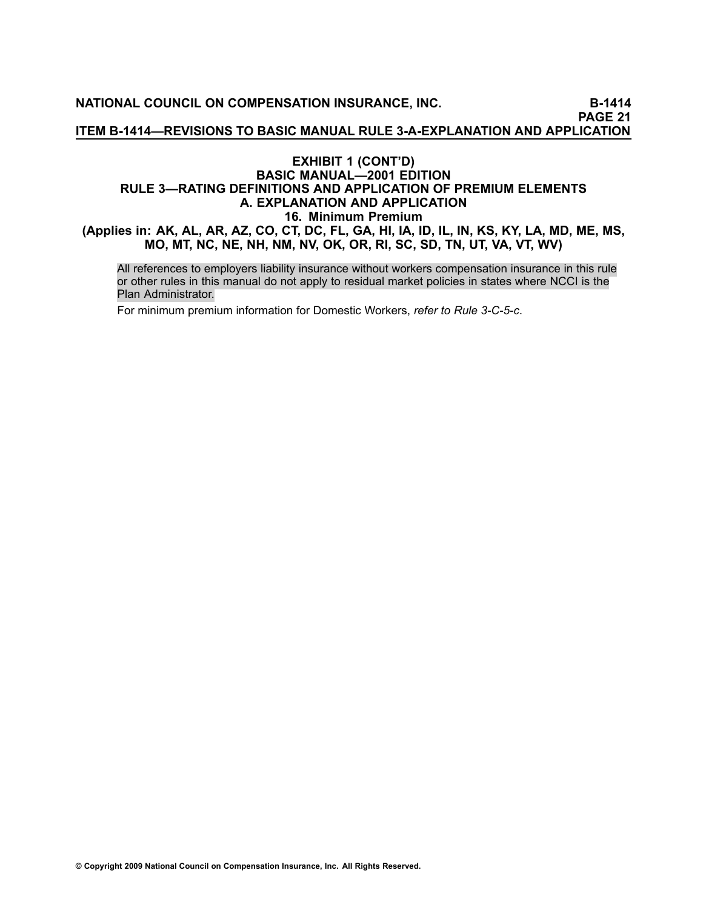## EXHIBIT 1 (CONT'D)
## BASIC MANUAL—2001 EDITION
## RULE 3—RATING DEFINITIONS AND APPLICATION OF PREMIUM ELEMENTS
## A. EXPLANATION AND APPLICATION
### 16. Minimum Premium
**(Applies in: AK, AL, AR, AZ, CO, CT, DC, FL, GA, HI, IA, ID, IL, IN, KS, KY, LA, MD, ME, MS, MO, MT, NC, NE, NH, NM, NV, OK, OR, RI, SC, SD, TN, UT, VA, VT, WV)**

All references to employers liability insurance without workers compensation insurance in this rule or other rules in this manual do not apply to residual market policies in states where NCCI is the Plan Administrator.

For minimum premium information for Domestic Workers, *refer to Rule 3-C-5-c*.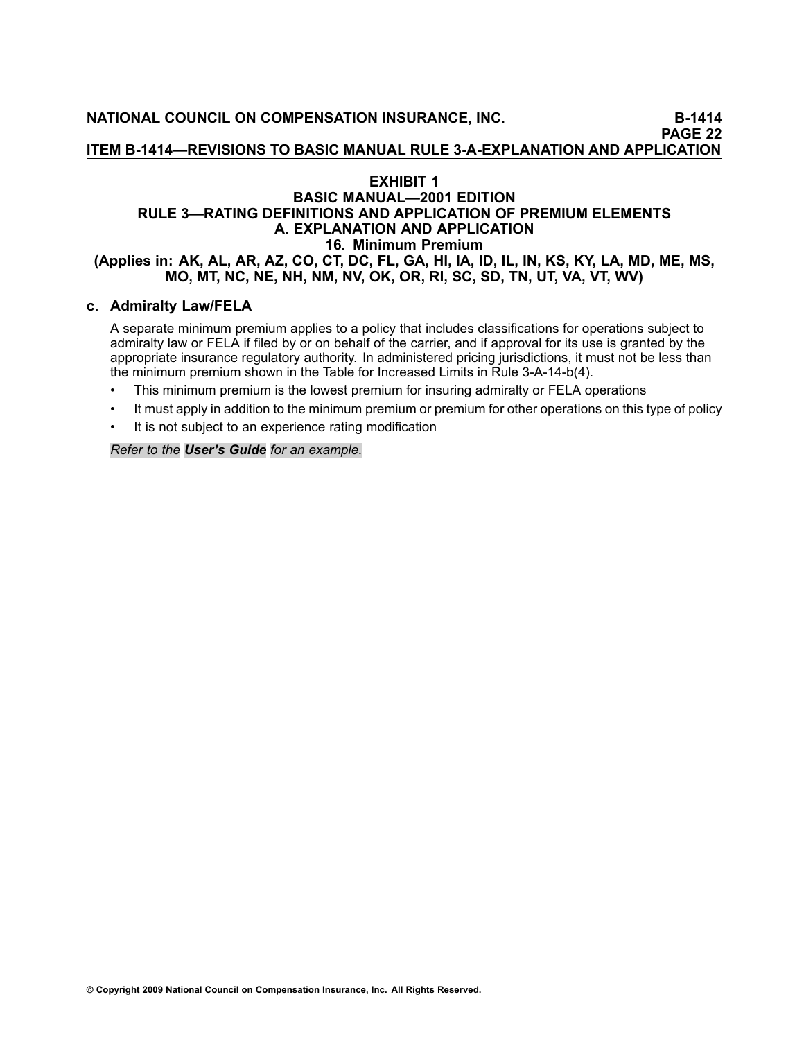## EXHIBIT 1
## BASIC MANUAL—2001 EDITION
## RULE 3—RATING DEFINITIONS AND APPLICATION OF PREMIUM ELEMENTS
## A. EXPLANATION AND APPLICATION
## 16. Minimum Premium
**(Applies in: AK, AL, AR, AZ, CO, CT, DC, FL, GA, HI, IA, ID, IL, IN, KS, KY, LA, MD, ME, MS, MO, MT, NC, NE, NH, NM, NV, OK, OR, RI, SC, SD, TN, UT, VA, VT, WV)**

### c. Admiralty Law/FELA

A separate minimum premium applies to a policy that includes classifications for operations subject to admiralty law or FELA if filed by or on behalf of the carrier, and if approval for its use is granted by the appropriate insurance regulatory authority. In administered pricing jurisdictions, it must not be less than the minimum premium shown in the Table for Increased Limits in Rule 3-A-14-b(4).

- This minimum premium is the lowest premium for insuring admiralty or FELA operations
- It must apply in addition to the minimum premium or premium for other operations on this type of policy
- It is not subject to an experience rating modification

*Refer to the* ***User's Guide*** *for an example.*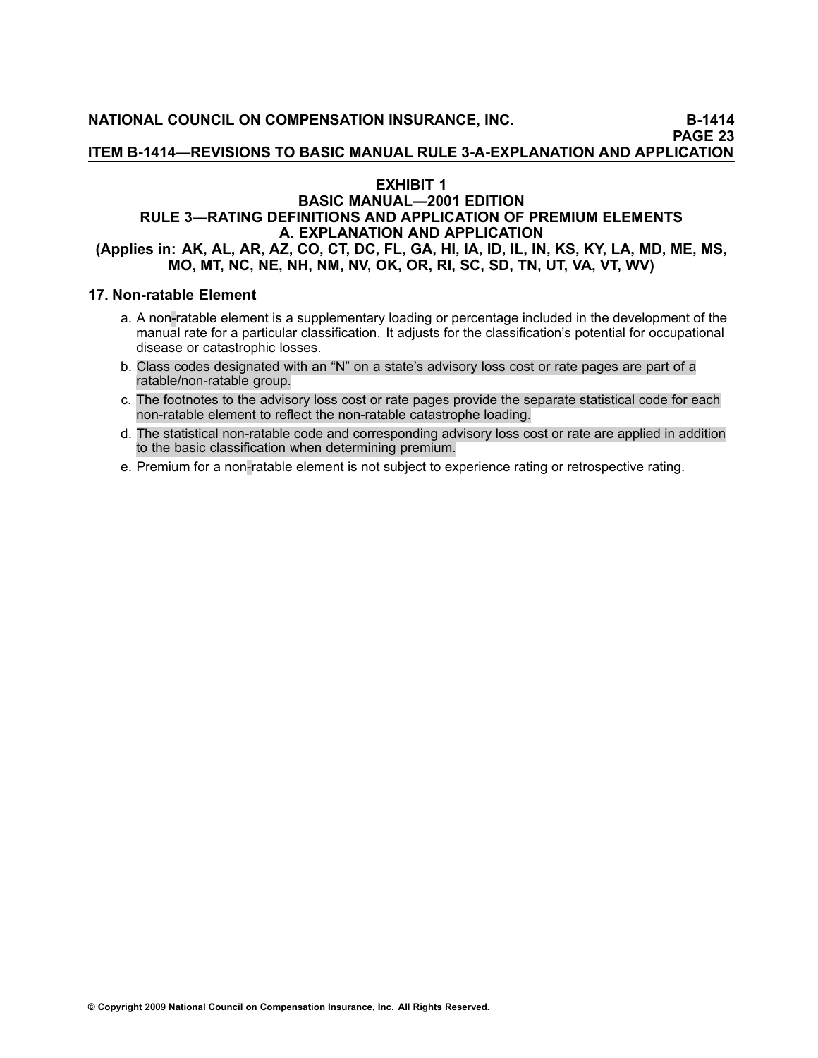# EXHIBIT 1
## BASIC MANUAL—2001 EDITION
## RULE 3—RATING DEFINITIONS AND APPLICATION OF PREMIUM ELEMENTS
## A. EXPLANATION AND APPLICATION
### (Applies in: AK, AL, AR, AZ, CO, CT, DC, FL, GA, HI, IA, ID, IL, IN, KS, KY, LA, MD, ME, MS, MO, MT, NC, NE, NH, NM, NV, OK, OR, RI, SC, SD, TN, UT, VA, VT, WV)

### 17. Non-ratable Element

a. A non-ratable element is a supplementary loading or percentage included in the development of the manual rate for a particular classification. It adjusts for the classification's potential for occupational disease or catastrophic losses.

b. Class codes designated with an "N" on a state's advisory loss cost or rate pages are part of a ratable/non-ratable group.

c. The footnotes to the advisory loss cost or rate pages provide the separate statistical code for each non-ratable element to reflect the non-ratable catastrophe loading.

d. The statistical non-ratable code and corresponding advisory loss cost or rate are applied in addition to the basic classification when determining premium.

e. Premium for a non-ratable element is not subject to experience rating or retrospective rating.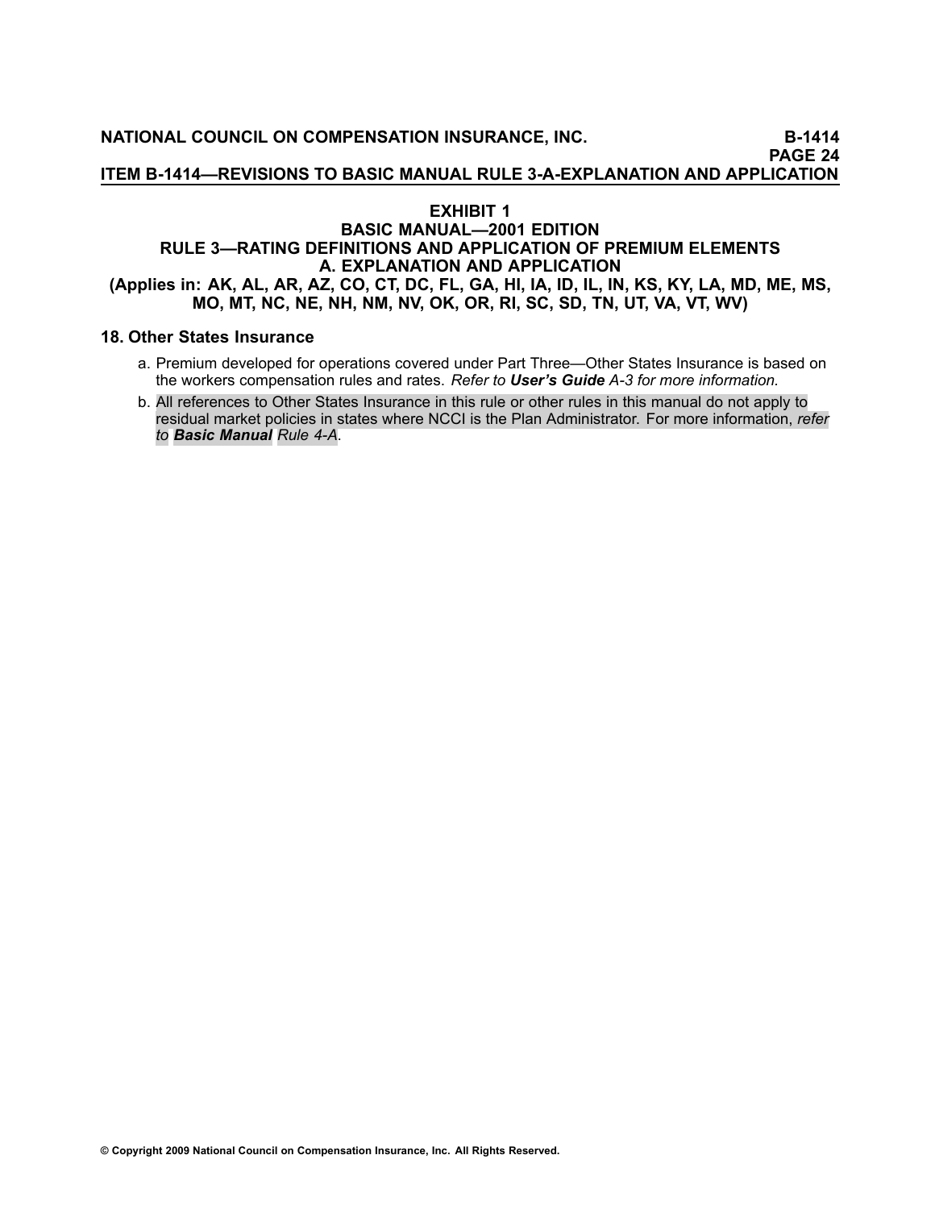## EXHIBIT 1
## BASIC MANUAL—2001 EDITION
## RULE 3—RATING DEFINITIONS AND APPLICATION OF PREMIUM ELEMENTS
## A. EXPLANATION AND APPLICATION
## (Applies in: AK, AL, AR, AZ, CO, CT, DC, FL, GA, HI, IA, ID, IL, IN, KS, KY, LA, MD, ME, MS, MO, MT, NC, NE, NH, NM, NV, OK, OR, RI, SC, SD, TN, UT, VA, VT, WV)

### 18. Other States Insurance

a. Premium developed for operations covered under Part Three—Other States Insurance is based on the workers compensation rules and rates. *Refer to **User's Guide** A-3 for more information.*

b. All references to Other States Insurance in this rule or other rules in this manual do not apply to residual market policies in states where NCCI is the Plan Administrator. For more information, *refer to **Basic Manual** Rule 4-A*.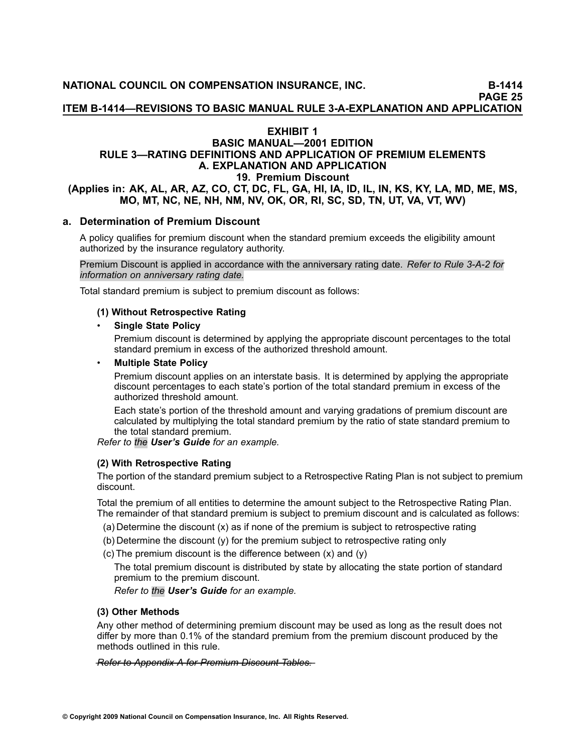**ITEM B-1414—REVISIONS TO BASIC MANUAL RULE 3-A-EXPLANATION AND APPLICATION**

# EXHIBIT 1
## BASIC MANUAL—2001 EDITION
## RULE 3—RATING DEFINITIONS AND APPLICATION OF PREMIUM ELEMENTS
## A. EXPLANATION AND APPLICATION
## 19. Premium Discount
### (Applies in: AK, AL, AR, AZ, CO, CT, DC, FL, GA, HI, IA, ID, IL, IN, KS, KY, LA, MD, ME, MS, MO, MT, NC, NE, NH, NM, NV, OK, OR, RI, SC, SD, TN, UT, VA, VT, WV)

### a. Determination of Premium Discount

A policy qualifies for premium discount when the standard premium exceeds the eligibility amount authorized by the insurance regulatory authority.

Premium Discount is applied in accordance with the anniversary rating date. *Refer to Rule 3-A-2 for information on anniversary rating date.*

Total standard premium is subject to premium discount as follows:

**(1) Without Retrospective Rating**

- **Single State Policy**

  Premium discount is determined by applying the appropriate discount percentages to the total standard premium in excess of the authorized threshold amount.

- **Multiple State Policy**

  Premium discount applies on an interstate basis. It is determined by applying the appropriate discount percentages to each state's portion of the total standard premium in excess of the authorized threshold amount.

  Each state's portion of the threshold amount and varying gradations of premium discount are calculated by multiplying the total standard premium by the ratio of state standard premium to the total standard premium.

*Refer to the **User's Guide** for an example.*

**(2) With Retrospective Rating**

The portion of the standard premium subject to a Retrospective Rating Plan is not subject to premium discount.

Total the premium of all entities to determine the amount subject to the Retrospective Rating Plan. The remainder of that standard premium is subject to premium discount and is calculated as follows:

(a) Determine the discount (x) as if none of the premium is subject to retrospective rating

(b) Determine the discount (y) for the premium subject to retrospective rating only

(c) The premium discount is the difference between (x) and (y)

The total premium discount is distributed by state by allocating the state portion of standard premium to the premium discount.

*Refer to the **User's Guide** for an example.*

**(3) Other Methods**

Any other method of determining premium discount may be used as long as the result does not differ by more than 0.1% of the standard premium from the premium discount produced by the methods outlined in this rule.

~~*Refer to Appendix A for Premium Discount Tables.*~~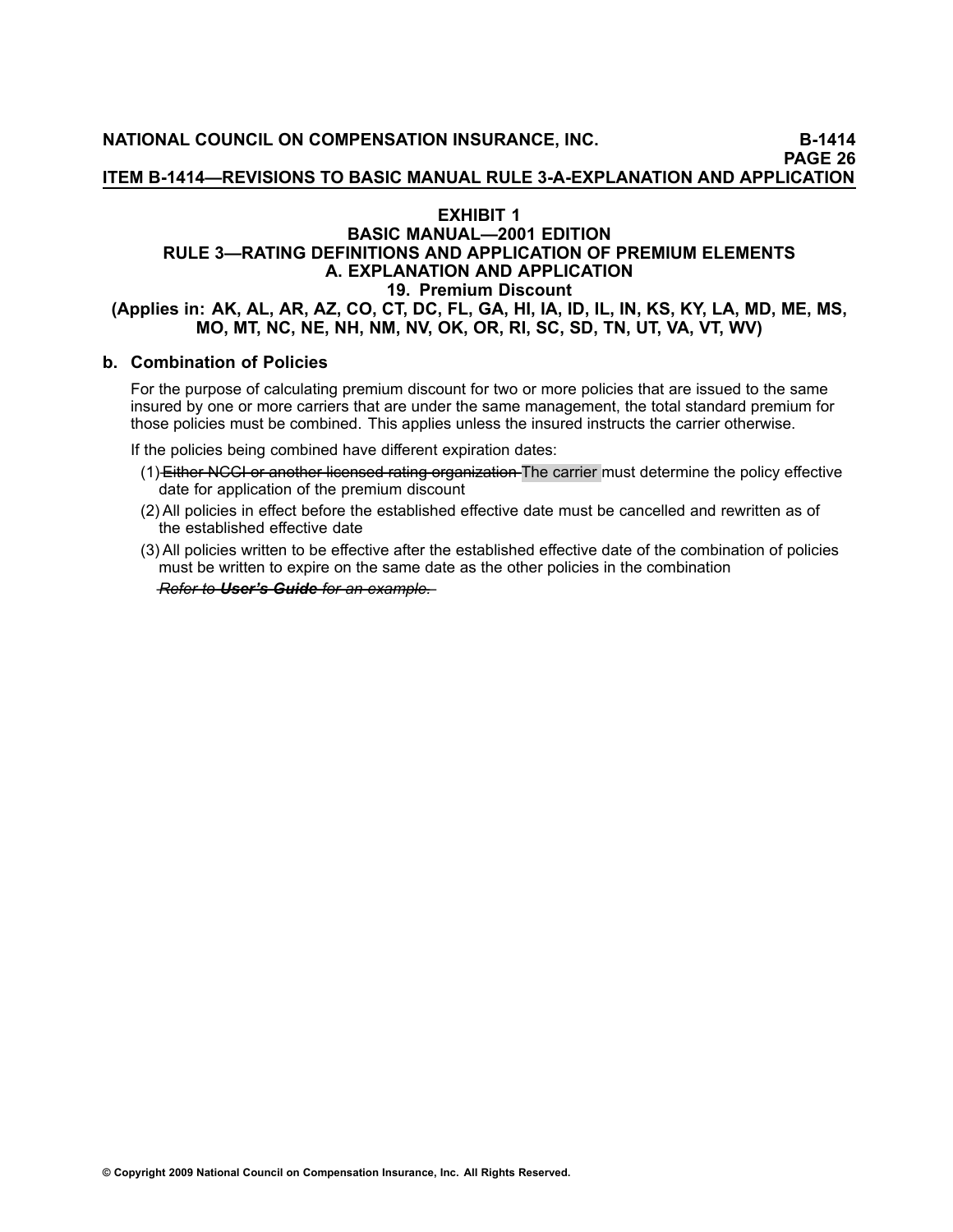# EXHIBIT 1

## BASIC MANUAL—2001 EDITION

## RULE 3—RATING DEFINITIONS AND APPLICATION OF PREMIUM ELEMENTS

## A. EXPLANATION AND APPLICATION

### 19. Premium Discount

**(Applies in: AK, AL, AR, AZ, CO, CT, DC, FL, GA, HI, IA, ID, IL, IN, KS, KY, LA, MD, ME, MS, MO, MT, NC, NE, NH, NM, NV, OK, OR, RI, SC, SD, TN, UT, VA, VT, WV)**

### b. Combination of Policies

For the purpose of calculating premium discount for two or more policies that are issued to the same insured by one or more carriers that are under the same management, the total standard premium for those policies must be combined. This applies unless the insured instructs the carrier otherwise.

If the policies being combined have different expiration dates:

(1) ~~Either NCCI or another licensed rating organization~~ The carrier must determine the policy effective date for application of the premium discount

(2) All policies in effect before the established effective date must be cancelled and rewritten as of the established effective date

(3) All policies written to be effective after the established effective date of the combination of policies must be written to expire on the same date as the other policies in the combination

~~*Refer to **User's Guide** for an example.*~~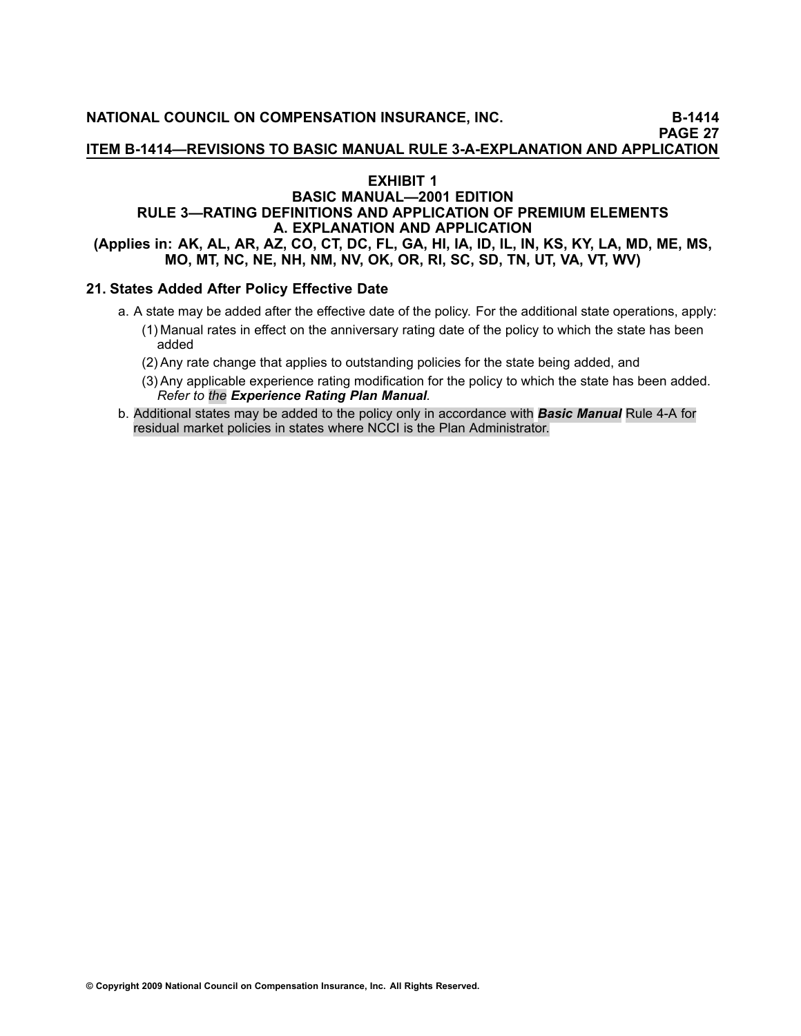## EXHIBIT 1

## BASIC MANUAL—2001 EDITION

## RULE 3—RATING DEFINITIONS AND APPLICATION OF PREMIUM ELEMENTS

## A. EXPLANATION AND APPLICATION

**(Applies in: AK, AL, AR, AZ, CO, CT, DC, FL, GA, HI, IA, ID, IL, IN, KS, KY, LA, MD, ME, MS, MO, MT, NC, NE, NH, NM, NV, OK, OR, RI, SC, SD, TN, UT, VA, VT, WV)**

### 21. States Added After Policy Effective Date

a. A state may be added after the effective date of the policy. For the additional state operations, apply:
   (1) Manual rates in effect on the anniversary rating date of the policy to which the state has been added
   (2) Any rate change that applies to outstanding policies for the state being added, and
   (3) Any applicable experience rating modification for the policy to which the state has been added. *Refer to the **Experience Rating Plan Manual***.

b. Additional states may be added to the policy only in accordance with ***Basic Manual*** Rule 4-A for residual market policies in states where NCCI is the Plan Administrator.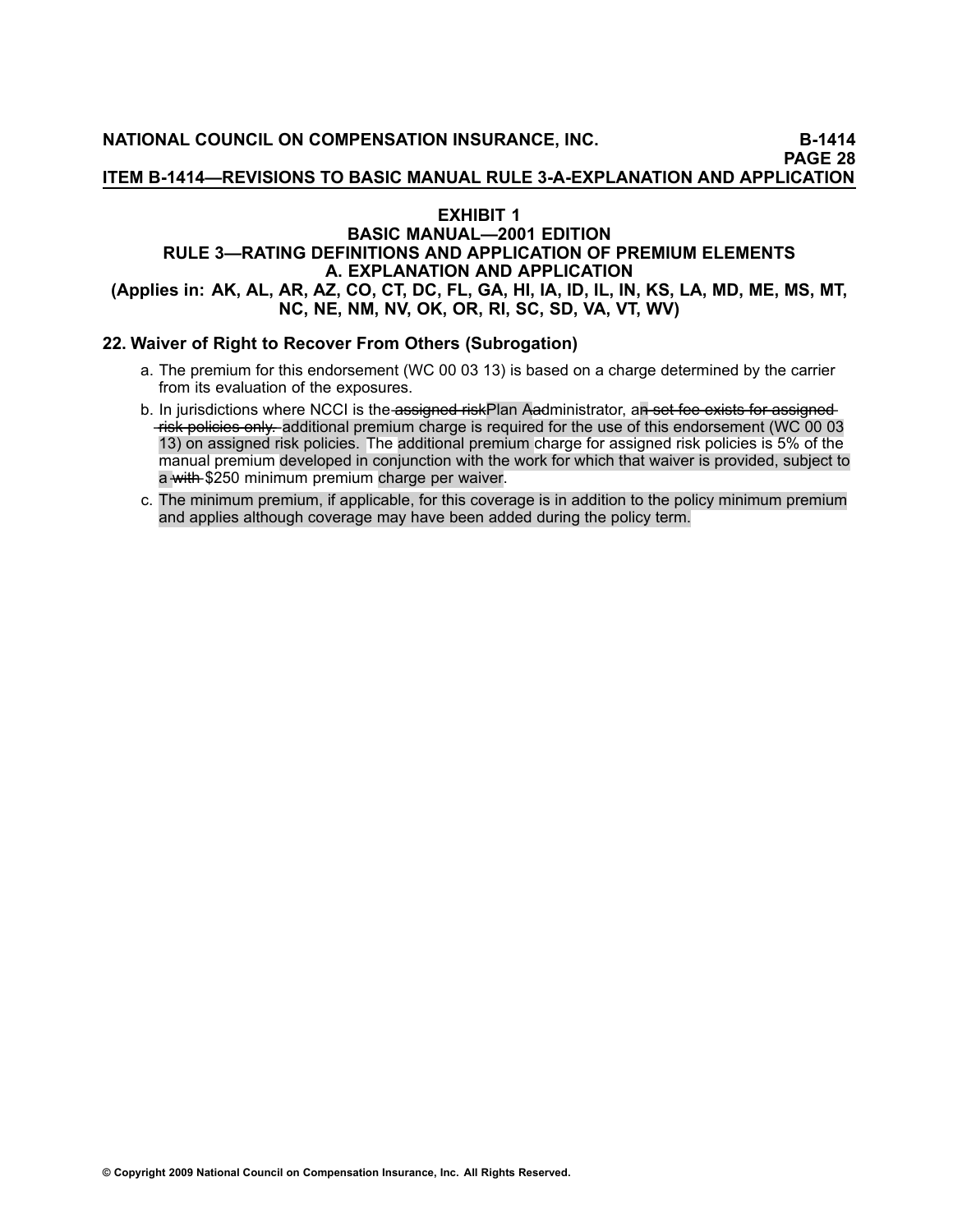## ITEM B-1414—REVISIONS TO BASIC MANUAL RULE 3-A-EXPLANATION AND APPLICATION

### EXHIBIT 1
### BASIC MANUAL—2001 EDITION
### RULE 3—RATING DEFINITIONS AND APPLICATION OF PREMIUM ELEMENTS
### A. EXPLANATION AND APPLICATION
**(Applies in: AK, AL, AR, AZ, CO, CT, DC, FL, GA, HI, IA, ID, IL, IN, KS, LA, MD, ME, MS, MT, NC, NE, NM, NV, OK, OR, RI, SC, SD, VA, VT, WV)**

### 22. Waiver of Right to Recover From Others (Subrogation)

a. The premium for this endorsement (WC 00 03 13) is based on a charge determined by the carrier from its evaluation of the exposures.

b. In jurisdictions where NCCI is the ~~assigned risk~~Plan Aadministrator, a~~n set fee exists for assigned risk policies only.~~ additional premium charge is required for the use of this endorsement (WC 00 03 13) on assigned risk policies. The additional premium charge for assigned risk policies is 5% of the manual premium developed in conjunction with the work for which that waiver is provided, subject to a ~~with~~ $250 minimum premium charge per waiver.

c. The minimum premium, if applicable, for this coverage is in addition to the policy minimum premium and applies although coverage may have been added during the policy term.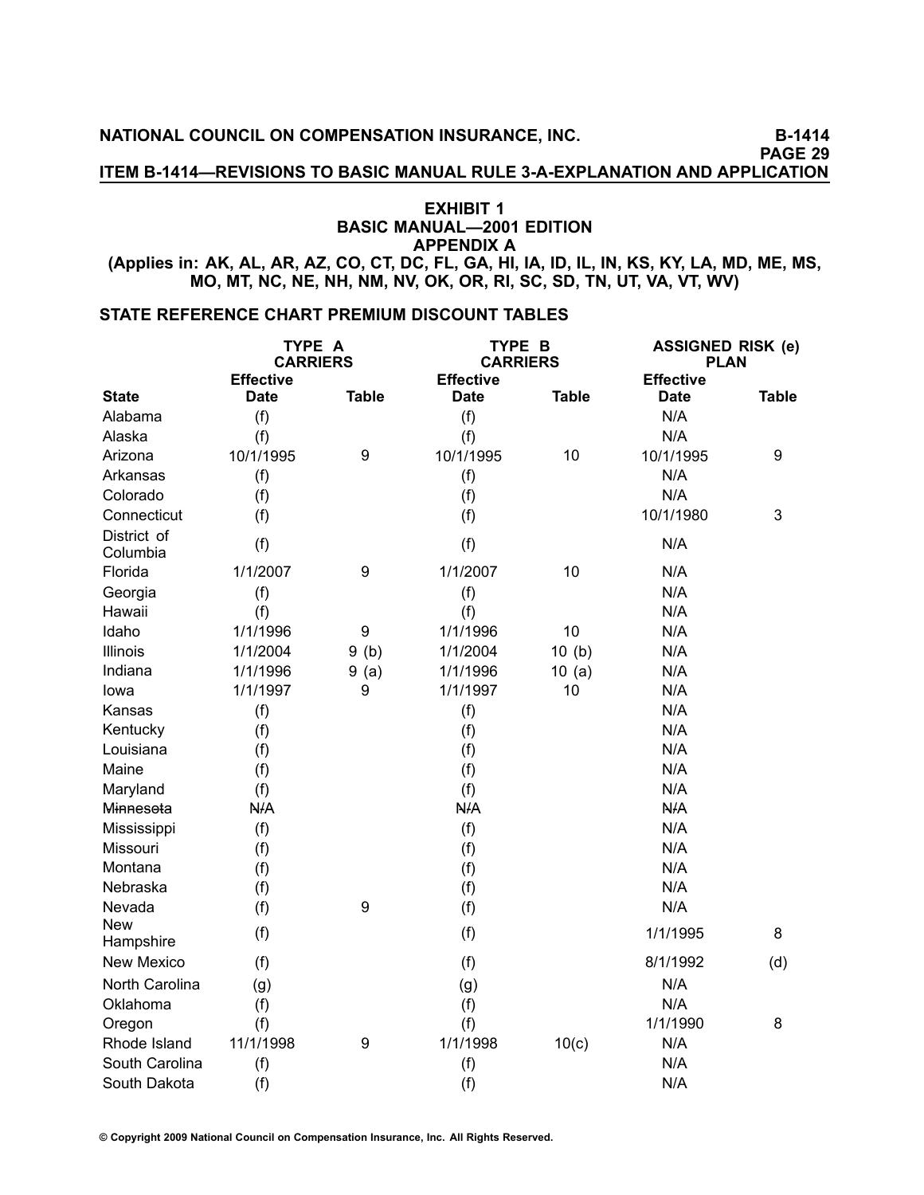## ITEM B-1414—REVISIONS TO BASIC MANUAL RULE 3-A-EXPLANATION AND APPLICATION

### EXHIBIT 1
### BASIC MANUAL—2001 EDITION
### APPENDIX A
### (Applies in: AK, AL, AR, AZ, CO, CT, DC, FL, GA, HI, IA, ID, IL, IN, KS, KY, LA, MD, ME, MS, MO, MT, NC, NE, NH, NM, NV, OK, OR, RI, SC, SD, TN, UT, VA, VT, WV)

**STATE REFERENCE CHART PREMIUM DISCOUNT TABLES**

| | TYPE A CARRIERS | | TYPE B CARRIERS | | ASSIGNED RISK (e) PLAN | |
|---|---|---|---|---|---|---|
| **State** | **Effective Date** | **Table** | **Effective Date** | **Table** | **Effective Date** | **Table** |
| Alabama | (f) | | (f) | | N/A | |
| Alaska | (f) | | (f) | | N/A | |
| Arizona | 10/1/1995 | 9 | 10/1/1995 | 10 | 10/1/1995 | 9 |
| Arkansas | (f) | | (f) | | N/A | |
| Colorado | (f) | | (f) | | N/A | |
| Connecticut | (f) | | (f) | | 10/1/1980 | 3 |
| District of Columbia | (f) | | (f) | | N/A | |
| Florida | 1/1/2007 | 9 | 1/1/2007 | 10 | N/A | |
| Georgia | (f) | | (f) | | N/A | |
| Hawaii | (f) | | (f) | | N/A | |
| Idaho | 1/1/1996 | 9 | 1/1/1996 | 10 | N/A | |
| Illinois | 1/1/2004 | 9 (b) | 1/1/2004 | 10 (b) | N/A | |
| Indiana | 1/1/1996 | 9 (a) | 1/1/1996 | 10 (a) | N/A | |
| Iowa | 1/1/1997 | 9 | 1/1/1997 | 10 | N/A | |
| Kansas | (f) | | (f) | | N/A | |
| Kentucky | (f) | | (f) | | N/A | |
| Louisiana | (f) | | (f) | | N/A | |
| Maine | (f) | | (f) | | N/A | |
| Maryland | (f) | | (f) | | N/A | |
| ~~Minnesota~~ | ~~N/A~~ | | ~~N/A~~ | | ~~N/A~~ | |
| Mississippi | (f) | | (f) | | N/A | |
| Missouri | (f) | | (f) | | N/A | |
| Montana | (f) | | (f) | | N/A | |
| Nebraska | (f) | | (f) | | N/A | |
| Nevada | (f) | 9 | (f) | | N/A | |
| New Hampshire | (f) | | (f) | | 1/1/1995 | 8 |
| New Mexico | (f) | | (f) | | 8/1/1992 | (d) |
| North Carolina | (g) | | (g) | | N/A | |
| Oklahoma | (f) | | (f) | | N/A | |
| Oregon | (f) | | (f) | | 1/1/1990 | 8 |
| Rhode Island | 11/1/1998 | 9 | 1/1/1998 | 10(c) | N/A | |
| South Carolina | (f) | | (f) | | N/A | |
| South Dakota | (f) | | (f) | | N/A | |

© Copyright 2009 National Council on Compensation Insurance, Inc. All Rights Reserved.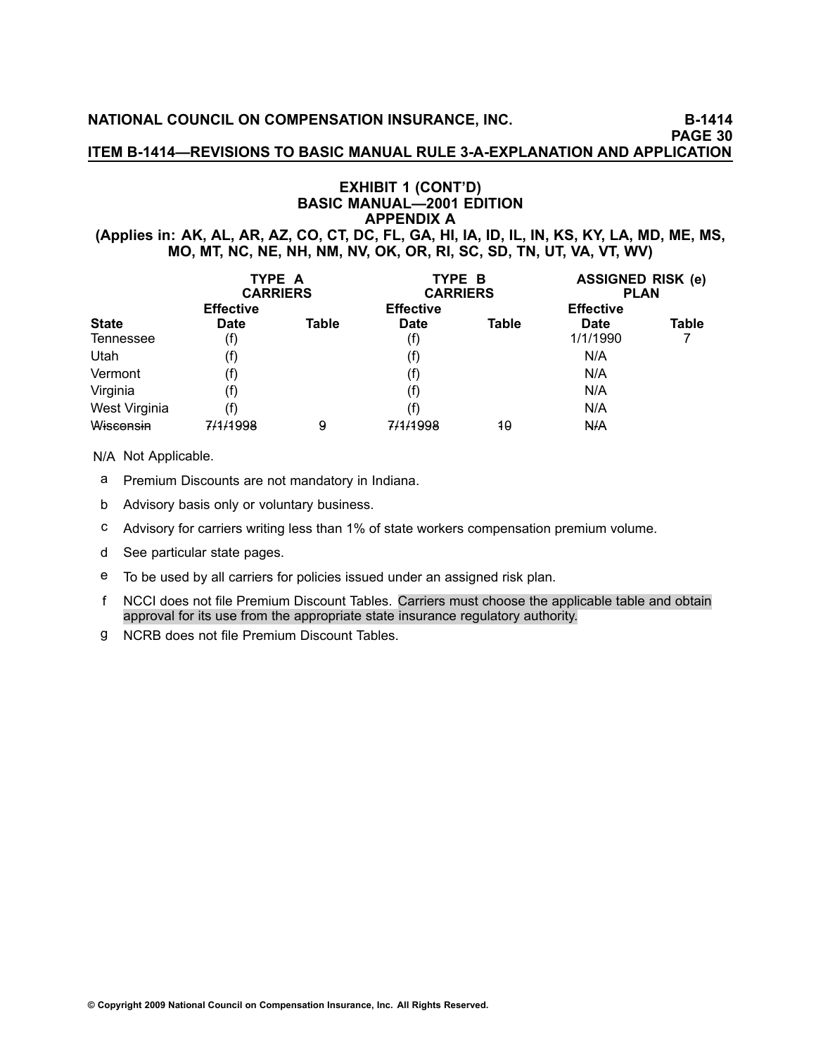## EXHIBIT 1 (CONT'D)
## BASIC MANUAL—2001 EDITION
## APPENDIX A

**(Applies in: AK, AL, AR, AZ, CO, CT, DC, FL, GA, HI, IA, ID, IL, IN, KS, KY, LA, MD, ME, MS, MO, MT, NC, NE, NH, NM, NV, OK, OR, RI, SC, SD, TN, UT, VA, VT, WV)**

| | TYPE A CARRIERS | | TYPE B CARRIERS | | ASSIGNED RISK (e) PLAN | |
|---|---|---|---|---|---|---|
| **State** | **Effective Date** | **Table** | **Effective Date** | **Table** | **Effective Date** | **Table** |
| Tennessee | (f) | | (f) | | 1/1/1990 | 7 |
| Utah | (f) | | (f) | | N/A | |
| Vermont | (f) | | (f) | | N/A | |
| Virginia | (f) | | (f) | | N/A | |
| West Virginia | (f) | | (f) | | N/A | |
| ~~Wisconsin~~ | ~~7/1/1998~~ | ~~9~~ | ~~7/1/1998~~ | ~~10~~ | ~~N/A~~ | |

N/A Not Applicable.

a Premium Discounts are not mandatory in Indiana.

b Advisory basis only or voluntary business.

c Advisory for carriers writing less than 1% of state workers compensation premium volume.

d See particular state pages.

e To be used by all carriers for policies issued under an assigned risk plan.

f NCCI does not file Premium Discount Tables. Carriers must choose the applicable table and obtain approval for its use from the appropriate state insurance regulatory authority.

g NCRB does not file Premium Discount Tables.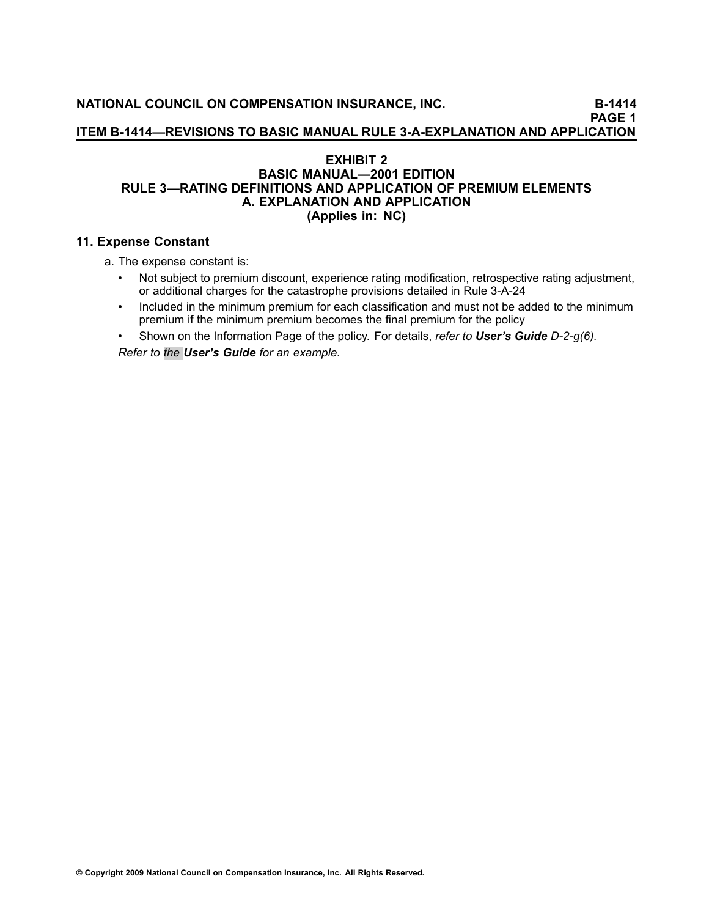## EXHIBIT 2
## BASIC MANUAL—2001 EDITION
## RULE 3—RATING DEFINITIONS AND APPLICATION OF PREMIUM ELEMENTS
## A. EXPLANATION AND APPLICATION
## (Applies in: NC)

### 11. Expense Constant

a. The expense constant is:

- Not subject to premium discount, experience rating modification, retrospective rating adjustment, or additional charges for the catastrophe provisions detailed in Rule 3-A-24
- Included in the minimum premium for each classification and must not be added to the minimum premium if the minimum premium becomes the final premium for the policy
- Shown on the Information Page of the policy. For details, *refer to* ***User's Guide*** *D-2-g(6).*

*Refer to the* ***User's Guide*** *for an example.*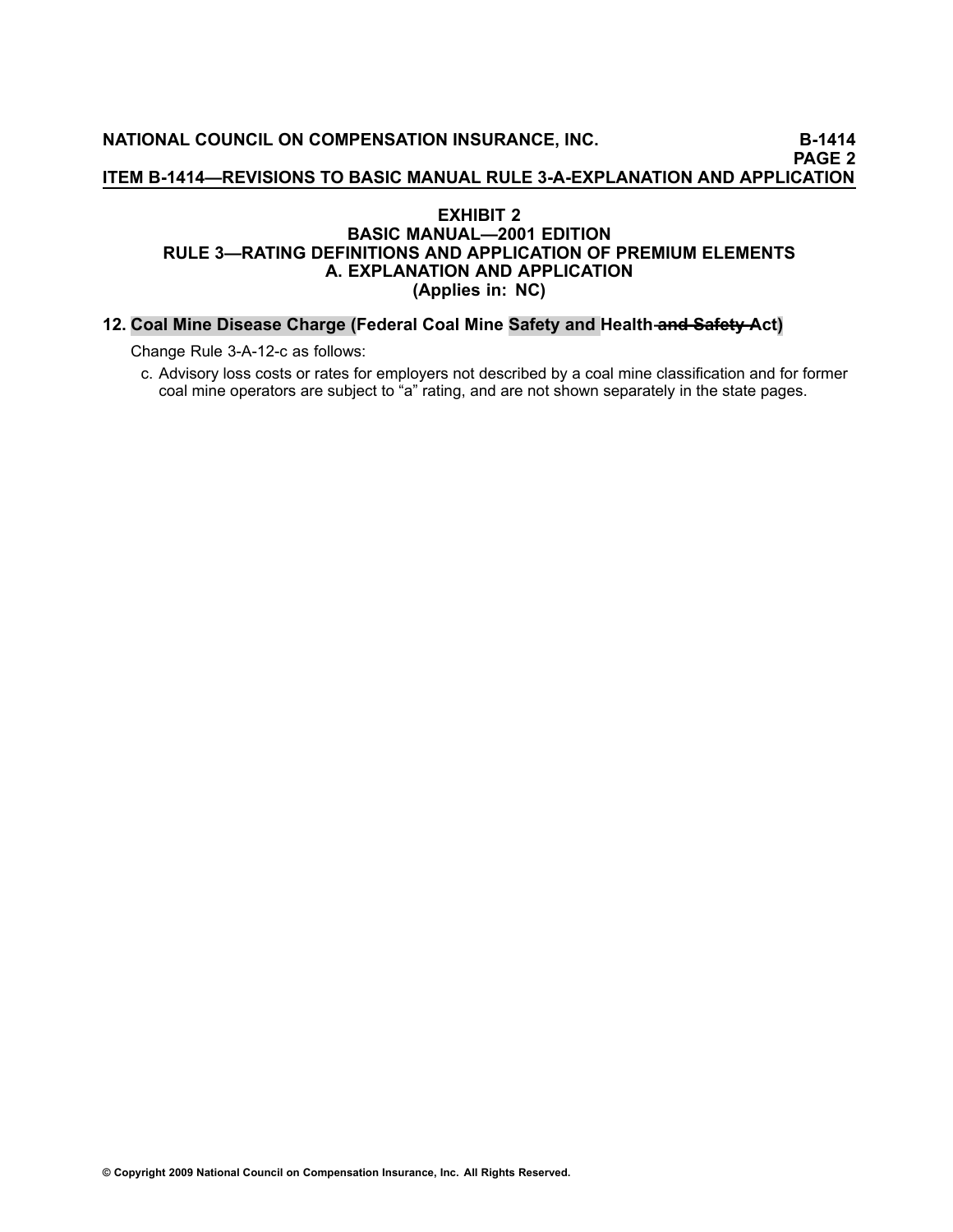## EXHIBIT 2
## BASIC MANUAL—2001 EDITION
## RULE 3—RATING DEFINITIONS AND APPLICATION OF PREMIUM ELEMENTS
## A. EXPLANATION AND APPLICATION
## (Applies in: NC)

### 12. Coal Mine Disease Charge (Federal Coal Mine Safety and Health ~~and Safety~~ Act)

Change Rule 3-A-12-c as follows:

c. Advisory loss costs or rates for employers not described by a coal mine classification and for former coal mine operators are subject to "a" rating, and are not shown separately in the state pages.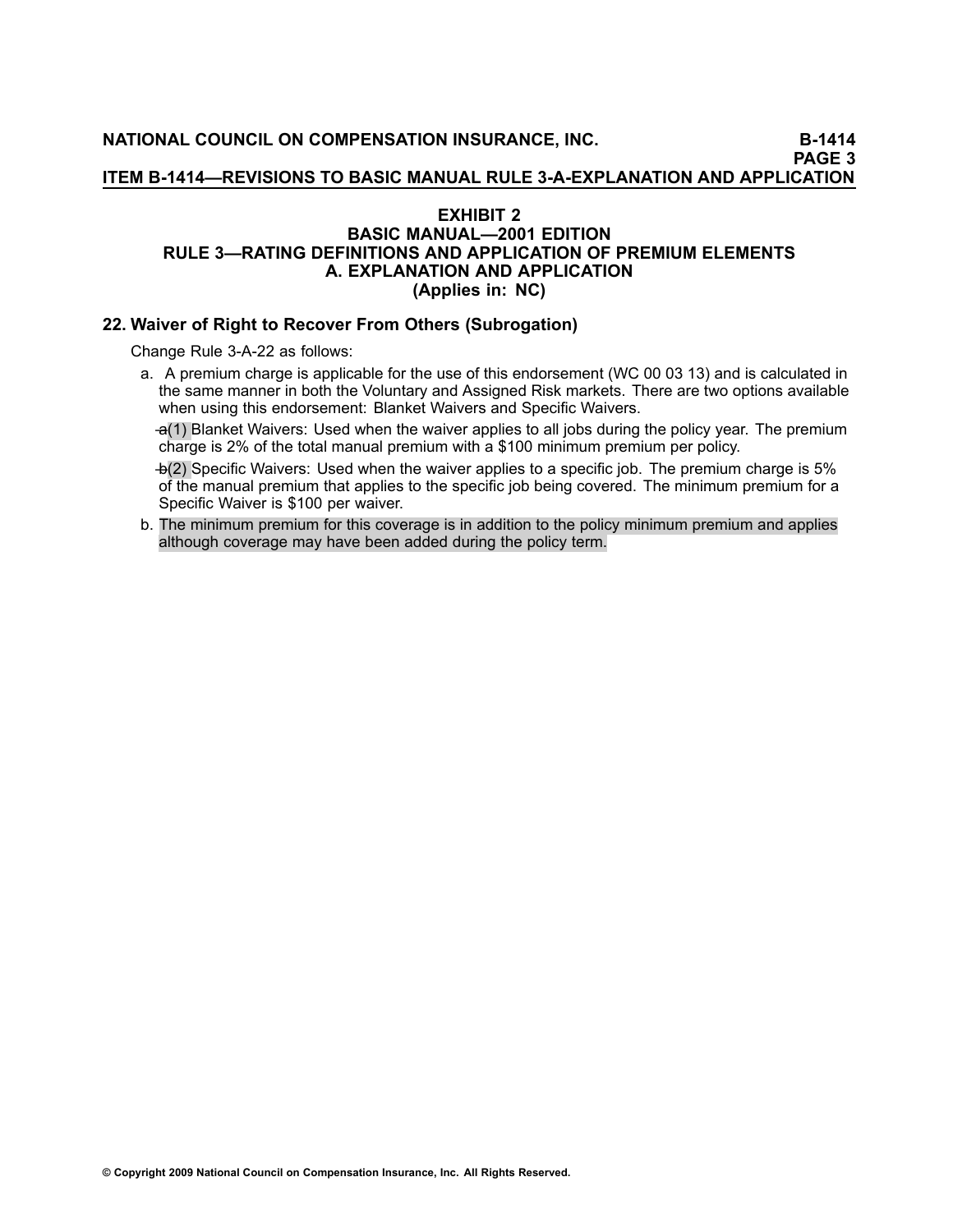## EXHIBIT 2
## BASIC MANUAL—2001 EDITION
## RULE 3—RATING DEFINITIONS AND APPLICATION OF PREMIUM ELEMENTS
## A. EXPLANATION AND APPLICATION
## (Applies in: NC)

### 22. Waiver of Right to Recover From Others (Subrogation)

Change Rule 3-A-22 as follows:

a. A premium charge is applicable for the use of this endorsement (WC 00 03 13) and is calculated in the same manner in both the Voluntary and Assigned Risk markets. There are two options available when using this endorsement: Blanket Waivers and Specific Waivers.

~~a~~(1) Blanket Waivers: Used when the waiver applies to all jobs during the policy year. The premium charge is 2% of the total manual premium with a $100 minimum premium per policy.

~~b~~(2) Specific Waivers: Used when the waiver applies to a specific job. The premium charge is 5% of the manual premium that applies to the specific job being covered. The minimum premium for a Specific Waiver is $100 per waiver.

b. The minimum premium for this coverage is in addition to the policy minimum premium and applies although coverage may have been added during the policy term.